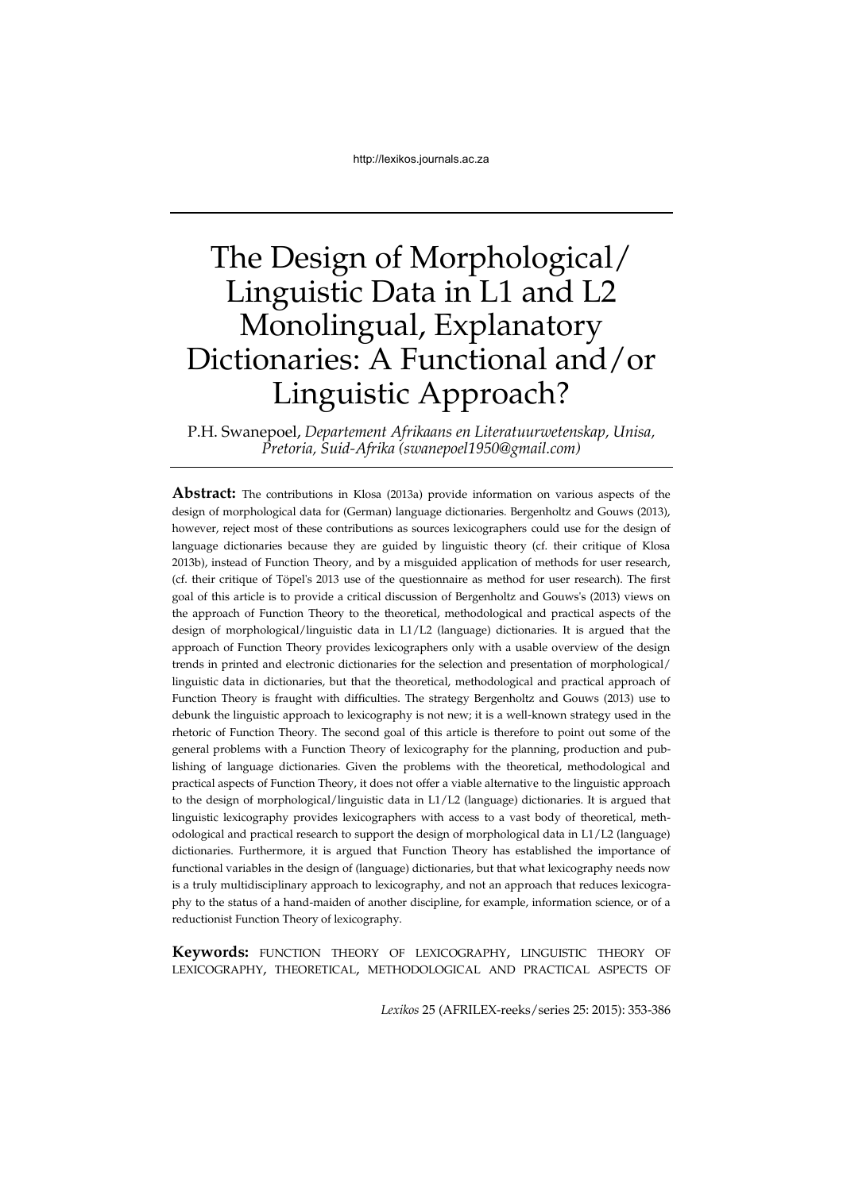# The Design of Morphological/ Linguistic Data in L1 and L2 Monolingual, Explanatory Dictionaries: A Functional and/or Linguistic Approach?

P.H. Swanepoel, *Departement Afrikaans en Literatuurwetenskap, Unisa, Pretoria, Suid-Afrika (swanepoel1950@gmail.com)*

**Abstract:** The contributions in Klosa (2013a) provide information on various aspects of the design of morphological data for (German) language dictionaries. Bergenholtz and Gouws (2013), however, reject most of these contributions as sources lexicographers could use for the design of language dictionaries because they are guided by linguistic theory (cf. their critique of Klosa 2013b), instead of Function Theory, and by a misguided application of methods for user research, (cf. their critique of Töpel's 2013 use of the questionnaire as method for user research). The first goal of this article is to provide a critical discussion of Bergenholtz and Gouws's (2013) views on the approach of Function Theory to the theoretical, methodological and practical aspects of the design of morphological/linguistic data in L1/L2 (language) dictionaries. It is argued that the approach of Function Theory provides lexicographers only with a usable overview of the design trends in printed and electronic dictionaries for the selection and presentation of morphological/ linguistic data in dictionaries, but that the theoretical, methodological and practical approach of Function Theory is fraught with difficulties. The strategy Bergenholtz and Gouws (2013) use to debunk the linguistic approach to lexicography is not new; it is a well-known strategy used in the rhetoric of Function Theory. The second goal of this article is therefore to point out some of the general problems with a Function Theory of lexicography for the planning, production and publishing of language dictionaries. Given the problems with the theoretical, methodological and practical aspects of Function Theory, it does not offer a viable alternative to the linguistic approach to the design of morphological/linguistic data in L1/L2 (language) dictionaries. It is argued that linguistic lexicography provides lexicographers with access to a vast body of theoretical, methodological and practical research to support the design of morphological data in L1/L2 (language) dictionaries. Furthermore, it is argued that Function Theory has established the importance of functional variables in the design of (language) dictionaries, but that what lexicography needs now is a truly multidisciplinary approach to lexicography, and not an approach that reduces lexicography to the status of a hand-maiden of another discipline, for example, information science, or of a reductionist Function Theory of lexicography.

**Keywords:** FUNCTION THEORY OF LEXICOGRAPHY, LINGUISTIC THEORY OF LEXICOGRAPHY, THEORETICAL, METHODOLOGICAL AND PRACTICAL ASPECTS OF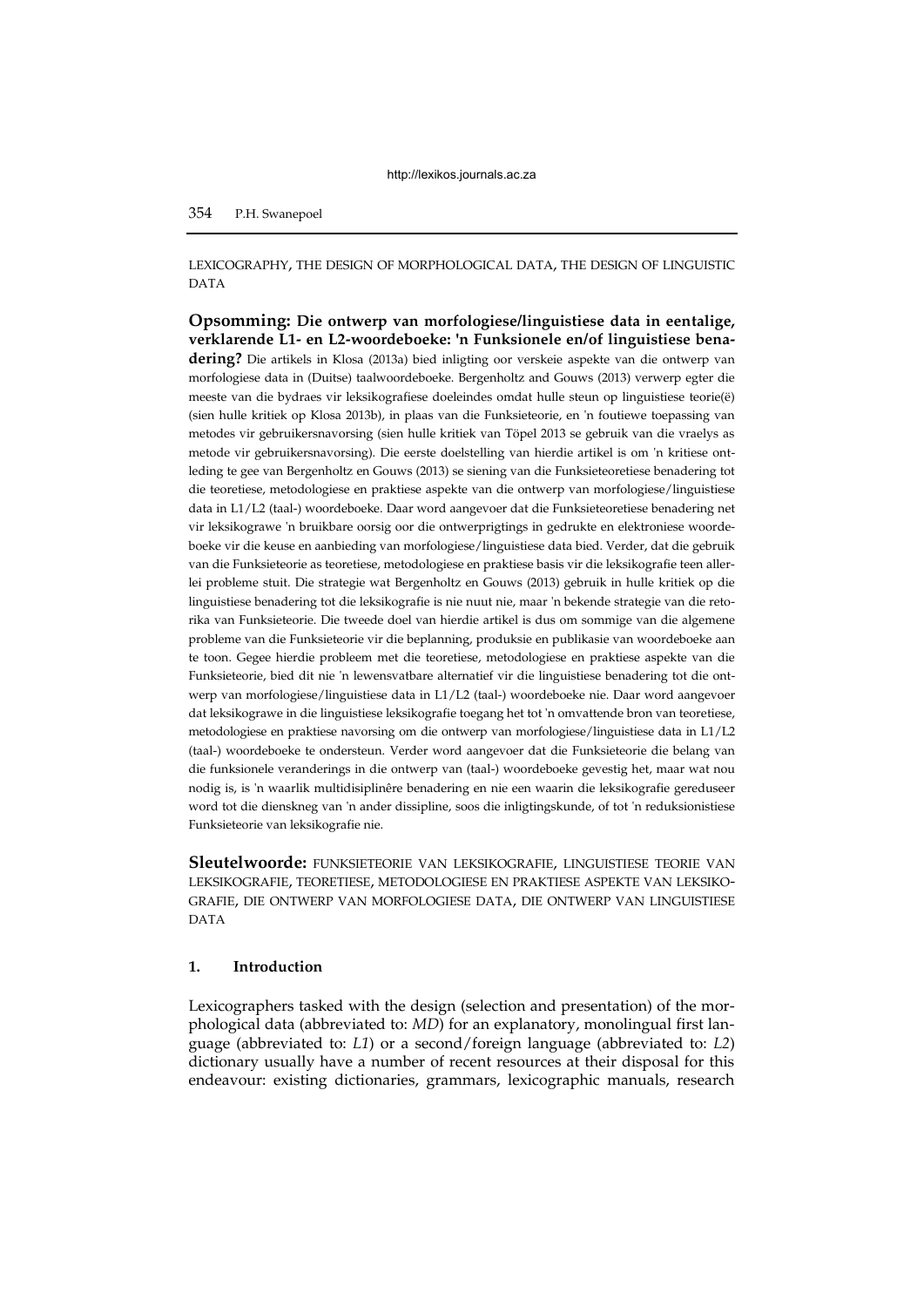LEXICOGRAPHY, THE DESIGN OF MORPHOLOGICAL DATA, THE DESIGN OF LINGUISTIC DATA

**Opsomming: Die ontwerp van morfologiese/linguistiese data in eentalige, verklarende L1- en L2-woordeboeke: 'n Funksionele en/of linguistiese benadering?** Die artikels in Klosa (2013a) bied inligting oor verskeie aspekte van die ontwerp van morfologiese data in (Duitse) taalwoordeboeke. Bergenholtz and Gouws (2013) verwerp egter die meeste van die bydraes vir leksikografiese doeleindes omdat hulle steun op linguistiese teorie(ë) (sien hulle kritiek op Klosa 2013b), in plaas van die Funksieteorie, en 'n foutiewe toepassing van metodes vir gebruikersnavorsing (sien hulle kritiek van Töpel 2013 se gebruik van die vraelys as metode vir gebruikersnavorsing). Die eerste doelstelling van hierdie artikel is om 'n kritiese ontleding te gee van Bergenholtz en Gouws (2013) se siening van die Funksieteoretiese benadering tot die teoretiese, metodologiese en praktiese aspekte van die ontwerp van morfologiese/linguistiese data in L1/L2 (taal-) woordeboeke. Daar word aangevoer dat die Funksieteoretiese benadering net vir leksikograwe 'n bruikbare oorsig oor die ontwerprigtings in gedrukte en elektroniese woordeboeke vir die keuse en aanbieding van morfologiese/linguistiese data bied. Verder, dat die gebruik van die Funksieteorie as teoretiese, metodologiese en praktiese basis vir die leksikografie teen allerlei probleme stuit. Die strategie wat Bergenholtz en Gouws (2013) gebruik in hulle kritiek op die linguistiese benadering tot die leksikografie is nie nuut nie, maar 'n bekende strategie van die retorika van Funksieteorie. Die tweede doel van hierdie artikel is dus om sommige van die algemene probleme van die Funksieteorie vir die beplanning, produksie en publikasie van woordeboeke aan te toon. Gegee hierdie probleem met die teoretiese, metodologiese en praktiese aspekte van die Funksieteorie, bied dit nie 'n lewensvatbare alternatief vir die linguistiese benadering tot die ontwerp van morfologiese/linguistiese data in L1/L2 (taal-) woordeboeke nie. Daar word aangevoer dat leksikograwe in die linguistiese leksikografie toegang het tot 'n omvattende bron van teoretiese, metodologiese en praktiese navorsing om die ontwerp van morfologiese/linguistiese data in L1/L2 (taal-) woordeboeke te ondersteun. Verder word aangevoer dat die Funksieteorie die belang van die funksionele veranderings in die ontwerp van (taal-) woordeboeke gevestig het, maar wat nou nodig is, is 'n waarlik multidisiplinêre benadering en nie een waarin die leksikografie gereduseer word tot die dienskneg van 'n ander dissipline, soos die inligtingskunde, of tot 'n reduksionistiese Funksieteorie van leksikografie nie.

**Sleutelwoorde:** FUNKSIETEORIE VAN LEKSIKOGRAFIE, LINGUISTIESE TEORIE VAN LEKSIKOGRAFIE, TEORETIESE, METODOLOGIESE EN PRAKTIESE ASPEKTE VAN LEKSIKOGRAFIE, DIE ONTWERP VAN MORFOLOGIESE DATA, DIE ONTWERP VAN LINGUISTIESE DATA

## 1. Introduction

Lexicographers tasked with the design (selection and presentation) of the morphological data (abbreviated to: *MD*) for an explanatory, monolingual first language (abbreviated to: *L1*) or a second/foreign language (abbreviated to: *L2*) dictionary usually have a number of recent resources at their disposal for this endeavour: existing dictionaries, grammars, lexicographic manuals, research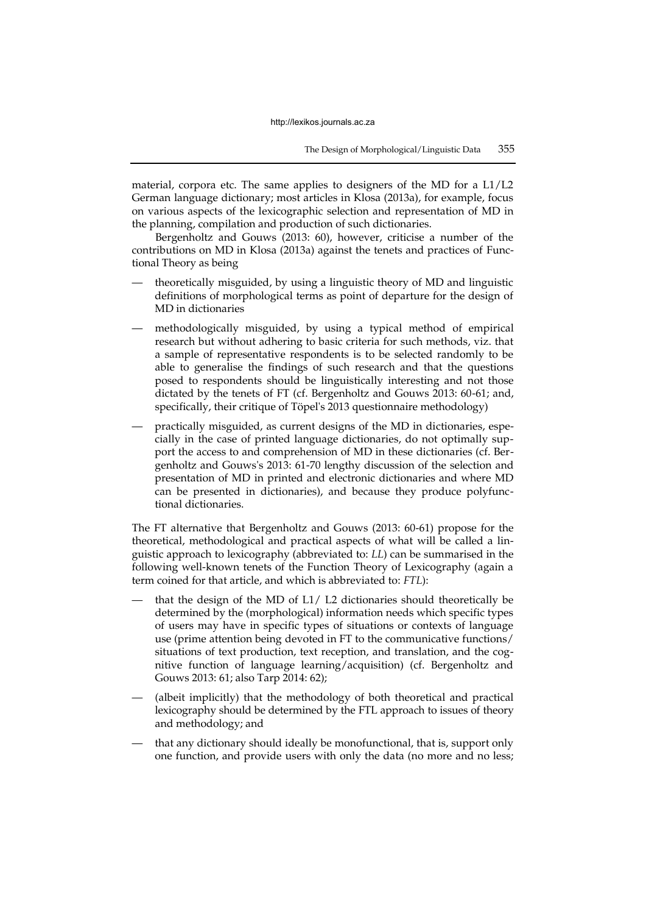material, corpora etc. The same applies to designers of the MD for a L1/L2 German language dictionary; most articles in Klosa (2013a), for example, focus on various aspects of the lexicographic selection and representation of MD in the planning, compilation and production of such dictionaries.

Bergenholtz and Gouws (2013: 60), however, criticise a number of the contributions on MD in Klosa (2013a) against the tenets and practices of Functional Theory as being

- theoretically misguided, by using a linguistic theory of MD and linguistic definitions of morphological terms as point of departure for the design of MD in dictionaries
- methodologically misguided, by using a typical method of empirical research but without adhering to basic criteria for such methods, viz. that a sample of representative respondents is to be selected randomly to be able to generalise the findings of such research and that the questions posed to respondents should be linguistically interesting and not those dictated by the tenets of FT (cf. Bergenholtz and Gouws 2013: 60-61; and, specifically, their critique of Töpel's 2013 questionnaire methodology)
- practically misguided, as current designs of the MD in dictionaries, especially in the case of printed language dictionaries, do not optimally support the access to and comprehension of MD in these dictionaries (cf. Bergenholtz and Gouws's 2013: 61-70 lengthy discussion of the selection and presentation of MD in printed and electronic dictionaries and where MD can be presented in dictionaries), and because they produce polyfunctional dictionaries.

The FT alternative that Bergenholtz and Gouws (2013: 60-61) propose for the theoretical, methodological and practical aspects of what will be called a linguistic approach to lexicography (abbreviated to: *LL*) can be summarised in the following well-known tenets of the Function Theory of Lexicography (again a term coined for that article, and which is abbreviated to: *FTL*):

- that the design of the MD of L1/ L2 dictionaries should theoretically be determined by the (morphological) information needs which specific types of users may have in specific types of situations or contexts of language use (prime attention being devoted in FT to the communicative functions/ situations of text production, text reception, and translation, and the cognitive function of language learning/acquisition) (cf. Bergenholtz and Gouws 2013: 61; also Tarp 2014: 62);
- (albeit implicitly) that the methodology of both theoretical and practical lexicography should be determined by the FTL approach to issues of theory and methodology; and
- that any dictionary should ideally be monofunctional, that is, support only one function, and provide users with only the data (no more and no less;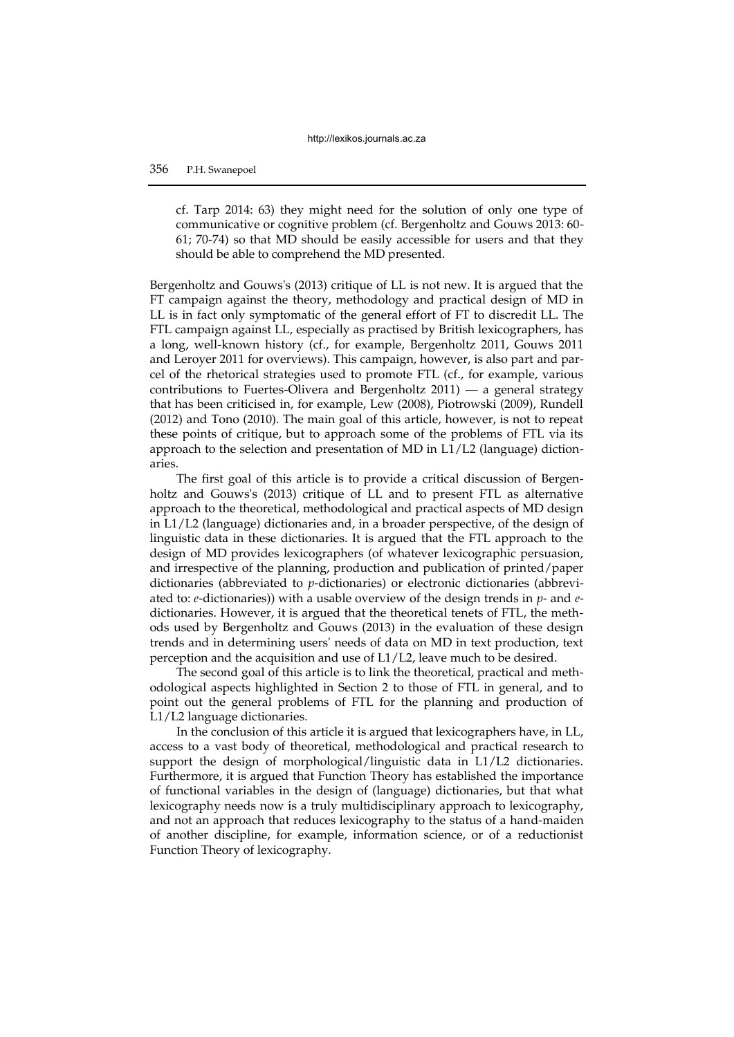cf. Tarp 2014: 63) they might need for the solution of only one type of communicative or cognitive problem (cf. Bergenholtz and Gouws 2013: 60-61; 70-74) so that MD should be easily accessible for users and that they should be able to comprehend the MD presented.

Bergenholtz and Gouws's (2013) critique of LL is not new. It is argued that the FT campaign against the theory, methodology and practical design of MD in LL is in fact only symptomatic of the general effort of FT to discredit LL. The FTL campaign against LL, especially as practised by British lexicographers, has a long, well-known history (cf., for example, Bergenholtz 2011, Gouws 2011 and Leroyer 2011 for overviews). This campaign, however, is also part and parcel of the rhetorical strategies used to promote FTL (cf., for example, various contributions to Fuertes-Olivera and Bergenholtz 2011) — a general strategy that has been criticised in, for example, Lew (2008), Piotrowski (2009), Rundell (2012) and Tono (2010). The main goal of this article, however, is not to repeat these points of critique, but to approach some of the problems of FTL via its approach to the selection and presentation of MD in L1/L2 (language) dictionaries.

The first goal of this article is to provide a critical discussion of Bergenholtz and Gouws's (2013) critique of LL and to present FTL as alternative approach to the theoretical, methodological and practical aspects of MD design in L1/L2 (language) dictionaries and, in a broader perspective, of the design of linguistic data in these dictionaries. It is argued that the FTL approach to the design of MD provides lexicographers (of whatever lexicographic persuasion, and irrespective of the planning, production and publication of printed/paper dictionaries (abbreviated to *p*-dictionaries) or electronic dictionaries (abbreviated to: *e*-dictionaries)) with a usable overview of the design trends in *p*- and *e*-dictionaries. However, it is argued that the theoretical tenets of FTL, the methods used by Bergenholtz and Gouws (2013) in the evaluation of these design trends and in determining users' needs of data on MD in text production, text perception and the acquisition and use of L1/L2, leave much to be desired.

The second goal of this article is to link the theoretical, practical and methodological aspects highlighted in Section 2 to those of FTL in general, and to point out the general problems of FTL for the planning and production of L1/L2 language dictionaries.

In the conclusion of this article it is argued that lexicographers have, in LL, access to a vast body of theoretical, methodological and practical research to support the design of morphological/linguistic data in L1/L2 dictionaries. Furthermore, it is argued that Function Theory has established the importance of functional variables in the design of (language) dictionaries, but that what lexicography needs now is a truly multidisciplinary approach to lexicography, and not an approach that reduces lexicography to the status of a hand-maiden of another discipline, for example, information science, or of a reductionist Function Theory of lexicography.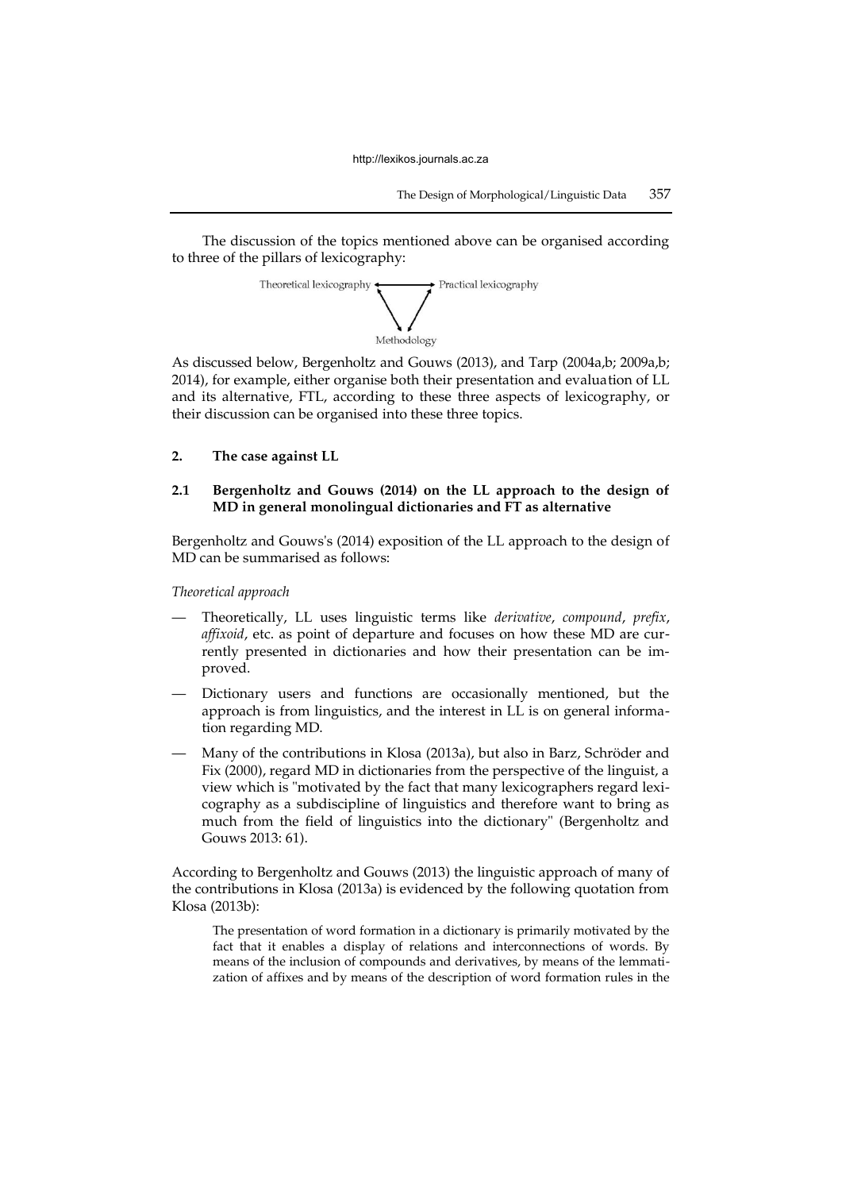The discussion of the topics mentioned above can be organised according to three of the pillars of lexicography:

Theoretical lexicography ⟷ Practical lexicography

Methodology

As discussed below, Bergenholtz and Gouws (2013), and Tarp (2004a,b; 2009a,b; 2014), for example, either organise both their presentation and evaluation of LL and its alternative, FTL, according to these three aspects of lexicography, or their discussion can be organised into these three topics.

## 2. The case against LL

### 2.1 Bergenholtz and Gouws (2014) on the LL approach to the design of MD in general monolingual dictionaries and FT as alternative

Bergenholtz and Gouws's (2014) exposition of the LL approach to the design of MD can be summarised as follows:

*Theoretical approach*

- Theoretically, LL uses linguistic terms like *derivative*, *compound*, *prefix*, *affixoid*, etc. as point of departure and focuses on how these MD are currently presented in dictionaries and how their presentation can be improved.
- Dictionary users and functions are occasionally mentioned, but the approach is from linguistics, and the interest in LL is on general information regarding MD.
- Many of the contributions in Klosa (2013a), but also in Barz, Schröder and Fix (2000), regard MD in dictionaries from the perspective of the linguist, a view which is "motivated by the fact that many lexicographers regard lexicography as a subdiscipline of linguistics and therefore want to bring as much from the field of linguistics into the dictionary" (Bergenholtz and Gouws 2013: 61).

According to Bergenholtz and Gouws (2013) the linguistic approach of many of the contributions in Klosa (2013a) is evidenced by the following quotation from Klosa (2013b):

> The presentation of word formation in a dictionary is primarily motivated by the fact that it enables a display of relations and interconnections of words. By means of the inclusion of compounds and derivatives, by means of the lemmatization of affixes and by means of the description of word formation rules in the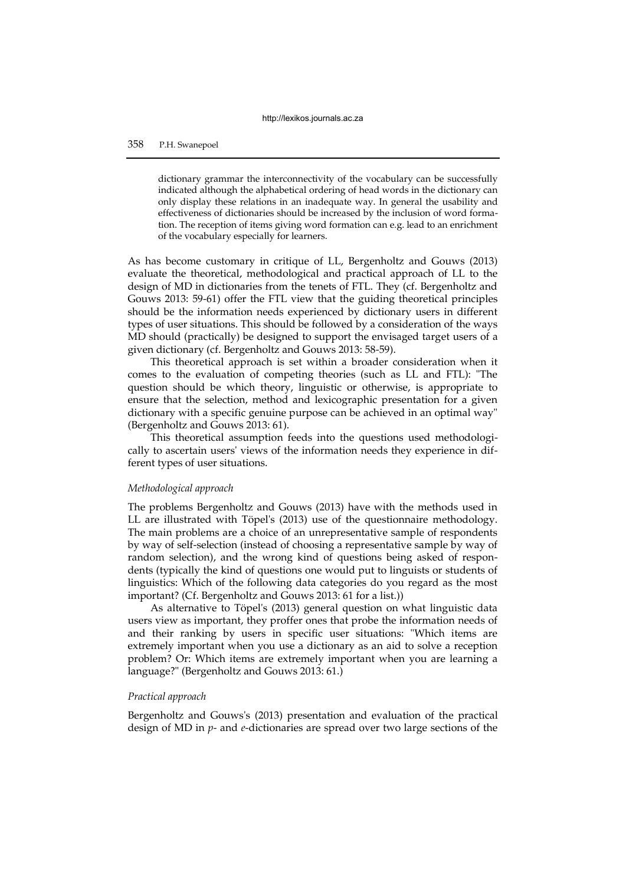> dictionary grammar the interconnectivity of the vocabulary can be successfully indicated although the alphabetical ordering of head words in the dictionary can only display these relations in an inadequate way. In general the usability and effectiveness of dictionaries should be increased by the inclusion of word formation. The reception of items giving word formation can e.g. lead to an enrichment of the vocabulary especially for learners.

As has become customary in critique of LL, Bergenholtz and Gouws (2013) evaluate the theoretical, methodological and practical approach of LL to the design of MD in dictionaries from the tenets of FTL. They (cf. Bergenholtz and Gouws 2013: 59-61) offer the FTL view that the guiding theoretical principles should be the information needs experienced by dictionary users in different types of user situations. This should be followed by a consideration of the ways MD should (practically) be designed to support the envisaged target users of a given dictionary (cf. Bergenholtz and Gouws 2013: 58-59).

This theoretical approach is set within a broader consideration when it comes to the evaluation of competing theories (such as LL and FTL): "The question should be which theory, linguistic or otherwise, is appropriate to ensure that the selection, method and lexicographic presentation for a given dictionary with a specific genuine purpose can be achieved in an optimal way" (Bergenholtz and Gouws 2013: 61).

This theoretical assumption feeds into the questions used methodologically to ascertain users' views of the information needs they experience in different types of user situations.

*Methodological approach*

The problems Bergenholtz and Gouws (2013) have with the methods used in LL are illustrated with Töpel's (2013) use of the questionnaire methodology. The main problems are a choice of an unrepresentative sample of respondents by way of self-selection (instead of choosing a representative sample by way of random selection), and the wrong kind of questions being asked of respondents (typically the kind of questions one would put to linguists or students of linguistics: Which of the following data categories do you regard as the most important? (Cf. Bergenholtz and Gouws 2013: 61 for a list.))

As alternative to Töpel's (2013) general question on what linguistic data users view as important, they proffer ones that probe the information needs of and their ranking by users in specific user situations: "Which items are extremely important when you use a dictionary as an aid to solve a reception problem? Or: Which items are extremely important when you are learning a language?" (Bergenholtz and Gouws 2013: 61.)

*Practical approach*

Bergenholtz and Gouws's (2013) presentation and evaluation of the practical design of MD in *p*- and *e*-dictionaries are spread over two large sections of the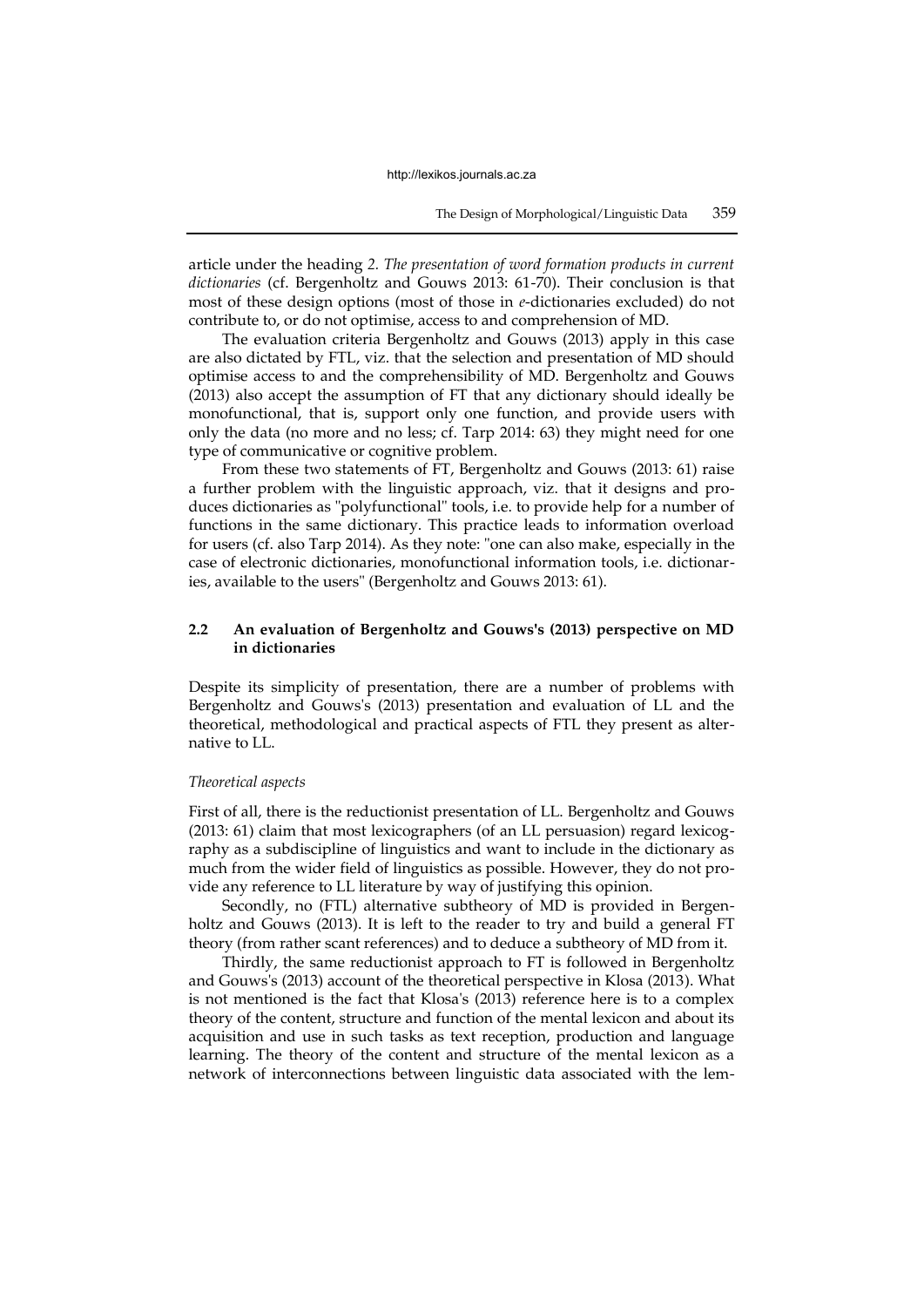article under the heading *2. The presentation of word formation products in current dictionaries* (cf. Bergenholtz and Gouws 2013: 61-70). Their conclusion is that most of these design options (most of those in *e*-dictionaries excluded) do not contribute to, or do not optimise, access to and comprehension of MD.

The evaluation criteria Bergenholtz and Gouws (2013) apply in this case are also dictated by FTL, viz. that the selection and presentation of MD should optimise access to and the comprehensibility of MD. Bergenholtz and Gouws (2013) also accept the assumption of FT that any dictionary should ideally be monofunctional, that is, support only one function, and provide users with only the data (no more and no less; cf. Tarp 2014: 63) they might need for one type of communicative or cognitive problem.

From these two statements of FT, Bergenholtz and Gouws (2013: 61) raise a further problem with the linguistic approach, viz. that it designs and produces dictionaries as "polyfunctional" tools, i.e. to provide help for a number of functions in the same dictionary. This practice leads to information overload for users (cf. also Tarp 2014). As they note: "one can also make, especially in the case of electronic dictionaries, monofunctional information tools, i.e. dictionaries, available to the users" (Bergenholtz and Gouws 2013: 61).

### 2.2 An evaluation of Bergenholtz and Gouws's (2013) perspective on MD in dictionaries

Despite its simplicity of presentation, there are a number of problems with Bergenholtz and Gouws's (2013) presentation and evaluation of LL and the theoretical, methodological and practical aspects of FTL they present as alternative to LL.

*Theoretical aspects*

First of all, there is the reductionist presentation of LL. Bergenholtz and Gouws (2013: 61) claim that most lexicographers (of an LL persuasion) regard lexicography as a subdiscipline of linguistics and want to include in the dictionary as much from the wider field of linguistics as possible. However, they do not provide any reference to LL literature by way of justifying this opinion.

Secondly, no (FTL) alternative subtheory of MD is provided in Bergenholtz and Gouws (2013). It is left to the reader to try and build a general FT theory (from rather scant references) and to deduce a subtheory of MD from it.

Thirdly, the same reductionist approach to FT is followed in Bergenholtz and Gouws's (2013) account of the theoretical perspective in Klosa (2013). What is not mentioned is the fact that Klosa's (2013) reference here is to a complex theory of the content, structure and function of the mental lexicon and about its acquisition and use in such tasks as text reception, production and language learning. The theory of the content and structure of the mental lexicon as a network of interconnections between linguistic data associated with the lem-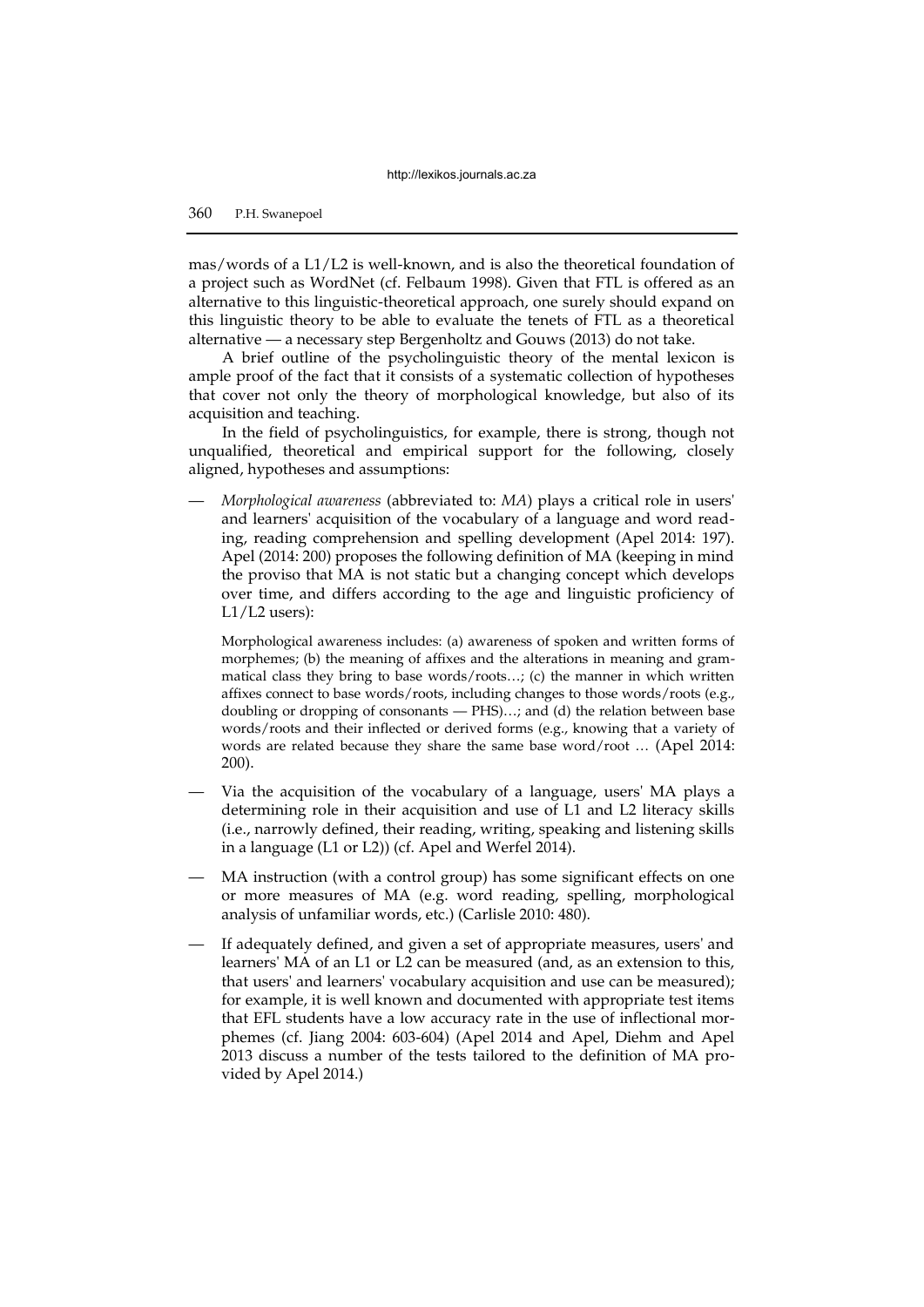mas/words of a L1/L2 is well-known, and is also the theoretical foundation of a project such as WordNet (cf. Felbaum 1998). Given that FTL is offered as an alternative to this linguistic-theoretical approach, one surely should expand on this linguistic theory to be able to evaluate the tenets of FTL as a theoretical alternative — a necessary step Bergenholtz and Gouws (2013) do not take.

A brief outline of the psycholinguistic theory of the mental lexicon is ample proof of the fact that it consists of a systematic collection of hypotheses that cover not only the theory of morphological knowledge, but also of its acquisition and teaching.

In the field of psycholinguistics, for example, there is strong, though not unqualified, theoretical and empirical support for the following, closely aligned, hypotheses and assumptions:

— *Morphological awareness* (abbreviated to: *MA*) plays a critical role in users' and learners' acquisition of the vocabulary of a language and word reading, reading comprehension and spelling development (Apel 2014: 197). Apel (2014: 200) proposes the following definition of MA (keeping in mind the proviso that MA is not static but a changing concept which develops over time, and differs according to the age and linguistic proficiency of L1/L2 users):

  Morphological awareness includes: (a) awareness of spoken and written forms of morphemes; (b) the meaning of affixes and the alterations in meaning and grammatical class they bring to base words/roots…; (c) the manner in which written affixes connect to base words/roots, including changes to those words/roots (e.g., doubling or dropping of consonants — PHS)…; and (d) the relation between base words/roots and their inflected or derived forms (e.g., knowing that a variety of words are related because they share the same base word/root … (Apel 2014: 200).

— Via the acquisition of the vocabulary of a language, users' MA plays a determining role in their acquisition and use of L1 and L2 literacy skills (i.e., narrowly defined, their reading, writing, speaking and listening skills in a language (L1 or L2)) (cf. Apel and Werfel 2014).

— MA instruction (with a control group) has some significant effects on one or more measures of MA (e.g. word reading, spelling, morphological analysis of unfamiliar words, etc.) (Carlisle 2010: 480).

— If adequately defined, and given a set of appropriate measures, users' and learners' MA of an L1 or L2 can be measured (and, as an extension to this, that users' and learners' vocabulary acquisition and use can be measured); for example, it is well known and documented with appropriate test items that EFL students have a low accuracy rate in the use of inflectional morphemes (cf. Jiang 2004: 603-604) (Apel 2014 and Apel, Diehm and Apel 2013 discuss a number of the tests tailored to the definition of MA provided by Apel 2014.)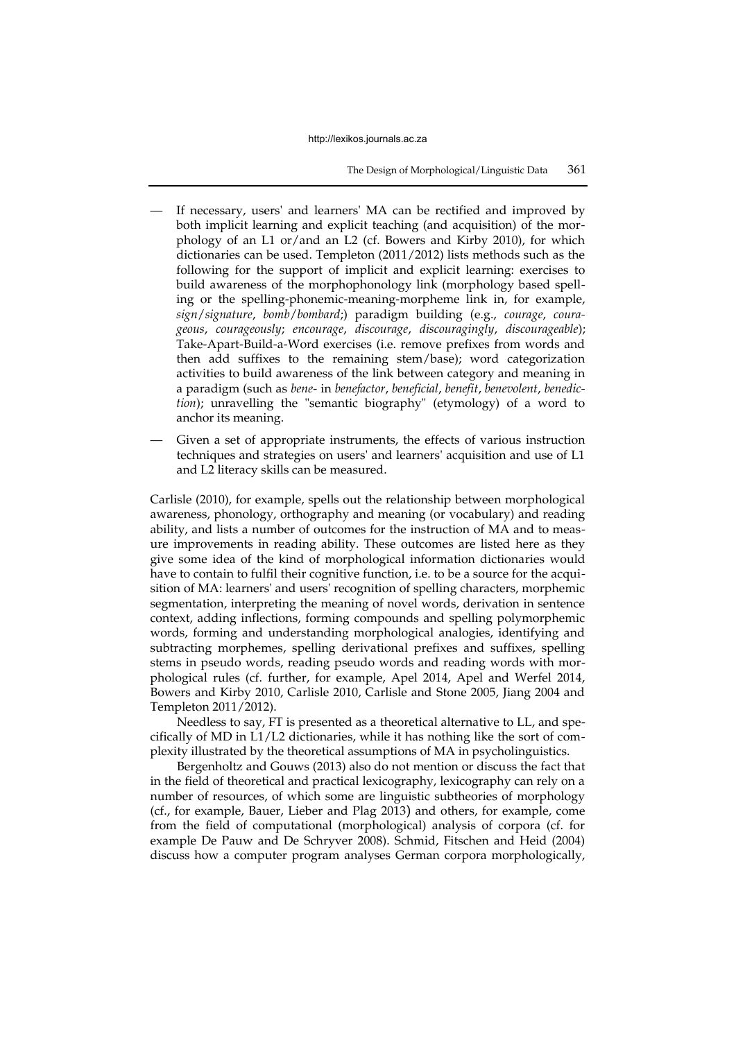— If necessary, users' and learners' MA can be rectified and improved by both implicit learning and explicit teaching (and acquisition) of the morphology of an L1 or/and an L2 (cf. Bowers and Kirby 2010), for which dictionaries can be used. Templeton (2011/2012) lists methods such as the following for the support of implicit and explicit learning: exercises to build awareness of the morphophonology link (morphology based spelling or the spelling-phonemic-meaning-morpheme link in, for example, *sign/signature*, *bomb/bombard*;) paradigm building (e.g., *courage*, *courageous*, *courageously*; *encourage*, *discourage*, *discouragingly*, *discourageable*); Take-Apart-Build-a-Word exercises (i.e. remove prefixes from words and then add suffixes to the remaining stem/base); word categorization activities to build awareness of the link between category and meaning in a paradigm (such as *bene-* in *benefactor*, *beneficial*, *benefit*, *benevolent*, *benediction*); unravelling the "semantic biography" (etymology) of a word to anchor its meaning.

— Given a set of appropriate instruments, the effects of various instruction techniques and strategies on users' and learners' acquisition and use of L1 and L2 literacy skills can be measured.

Carlisle (2010), for example, spells out the relationship between morphological awareness, phonology, orthography and meaning (or vocabulary) and reading ability, and lists a number of outcomes for the instruction of MA and to measure improvements in reading ability. These outcomes are listed here as they give some idea of the kind of morphological information dictionaries would have to contain to fulfil their cognitive function, i.e. to be a source for the acquisition of MA: learners' and users' recognition of spelling characters, morphemic segmentation, interpreting the meaning of novel words, derivation in sentence context, adding inflections, forming compounds and spelling polymorphemic words, forming and understanding morphological analogies, identifying and subtracting morphemes, spelling derivational prefixes and suffixes, spelling stems in pseudo words, reading pseudo words and reading words with morphological rules (cf. further, for example, Apel 2014, Apel and Werfel 2014, Bowers and Kirby 2010, Carlisle 2010, Carlisle and Stone 2005, Jiang 2004 and Templeton 2011/2012).

Needless to say, FT is presented as a theoretical alternative to LL, and specifically of MD in L1/L2 dictionaries, while it has nothing like the sort of complexity illustrated by the theoretical assumptions of MA in psycholinguistics.

Bergenholtz and Gouws (2013) also do not mention or discuss the fact that in the field of theoretical and practical lexicography, lexicography can rely on a number of resources, of which some are linguistic subtheories of morphology (cf., for example, Bauer, Lieber and Plag 2013) and others, for example, come from the field of computational (morphological) analysis of corpora (cf. for example De Pauw and De Schryver 2008). Schmid, Fitschen and Heid (2004) discuss how a computer program analyses German corpora morphologically,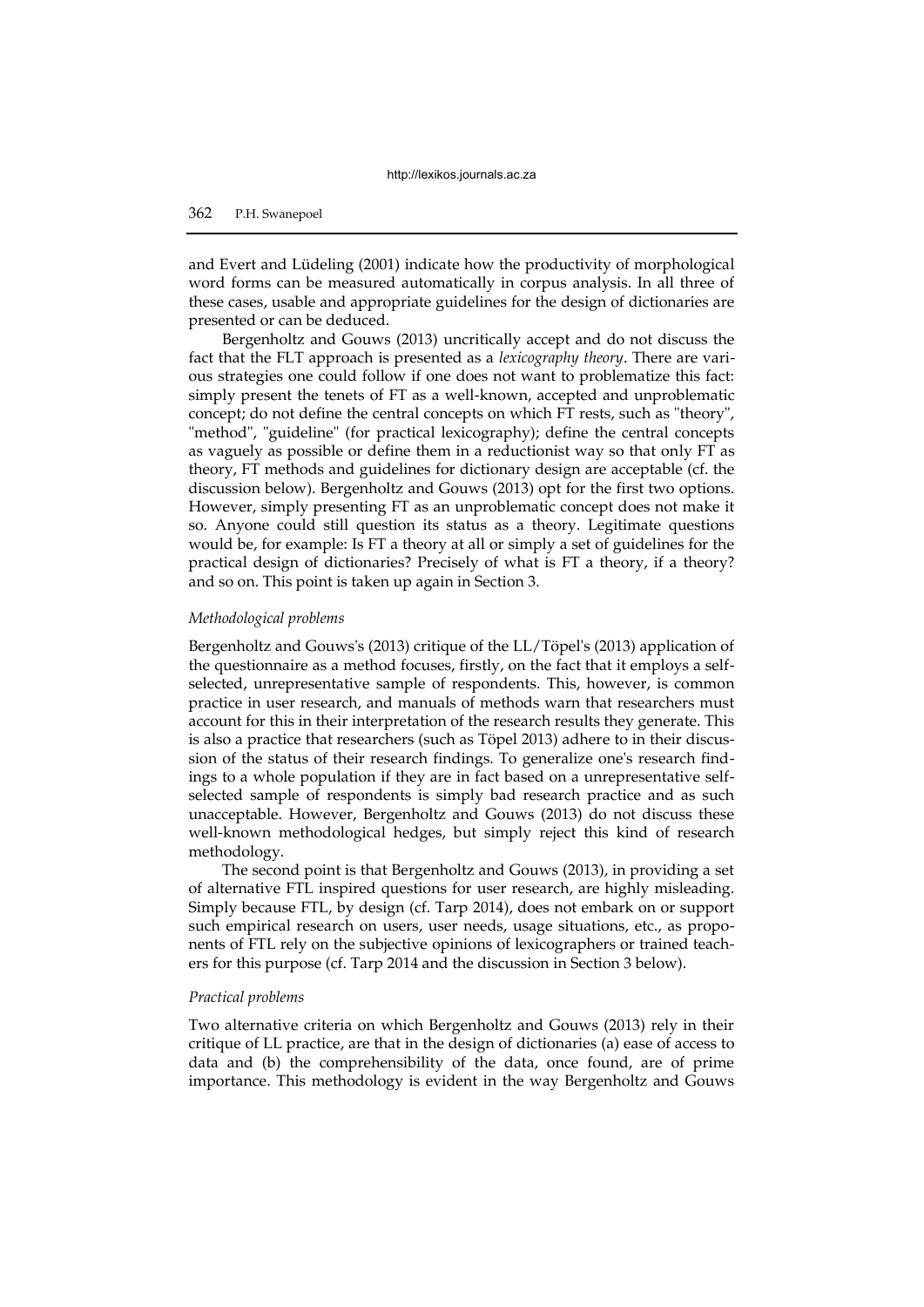and Evert and Lüdeling (2001) indicate how the productivity of morphological word forms can be measured automatically in corpus analysis. In all three of these cases, usable and appropriate guidelines for the design of dictionaries are presented or can be deduced.

Bergenholtz and Gouws (2013) uncritically accept and do not discuss the fact that the FLT approach is presented as a *lexicography theory*. There are various strategies one could follow if one does not want to problematize this fact: simply present the tenets of FT as a well-known, accepted and unproblematic concept; do not define the central concepts on which FT rests, such as "theory", "method", "guideline" (for practical lexicography); define the central concepts as vaguely as possible or define them in a reductionist way so that only FT as theory, FT methods and guidelines for dictionary design are acceptable (cf. the discussion below). Bergenholtz and Gouws (2013) opt for the first two options. However, simply presenting FT as an unproblematic concept does not make it so. Anyone could still question its status as a theory. Legitimate questions would be, for example: Is FT a theory at all or simply a set of guidelines for the practical design of dictionaries? Precisely of what is FT a theory, if a theory? and so on. This point is taken up again in Section 3.

*Methodological problems*

Bergenholtz and Gouws's (2013) critique of the LL/Töpel's (2013) application of the questionnaire as a method focuses, firstly, on the fact that it employs a self-selected, unrepresentative sample of respondents. This, however, is common practice in user research, and manuals of methods warn that researchers must account for this in their interpretation of the research results they generate. This is also a practice that researchers (such as Töpel 2013) adhere to in their discussion of the status of their research findings. To generalize one's research findings to a whole population if they are in fact based on a unrepresentative self-selected sample of respondents is simply bad research practice and as such unacceptable. However, Bergenholtz and Gouws (2013) do not discuss these well-known methodological hedges, but simply reject this kind of research methodology.

The second point is that Bergenholtz and Gouws (2013), in providing a set of alternative FTL inspired questions for user research, are highly misleading. Simply because FTL, by design (cf. Tarp 2014), does not embark on or support such empirical research on users, user needs, usage situations, etc., as proponents of FTL rely on the subjective opinions of lexicographers or trained teachers for this purpose (cf. Tarp 2014 and the discussion in Section 3 below).

*Practical problems*

Two alternative criteria on which Bergenholtz and Gouws (2013) rely in their critique of LL practice, are that in the design of dictionaries (a) ease of access to data and (b) the comprehensibility of the data, once found, are of prime importance. This methodology is evident in the way Bergenholtz and Gouws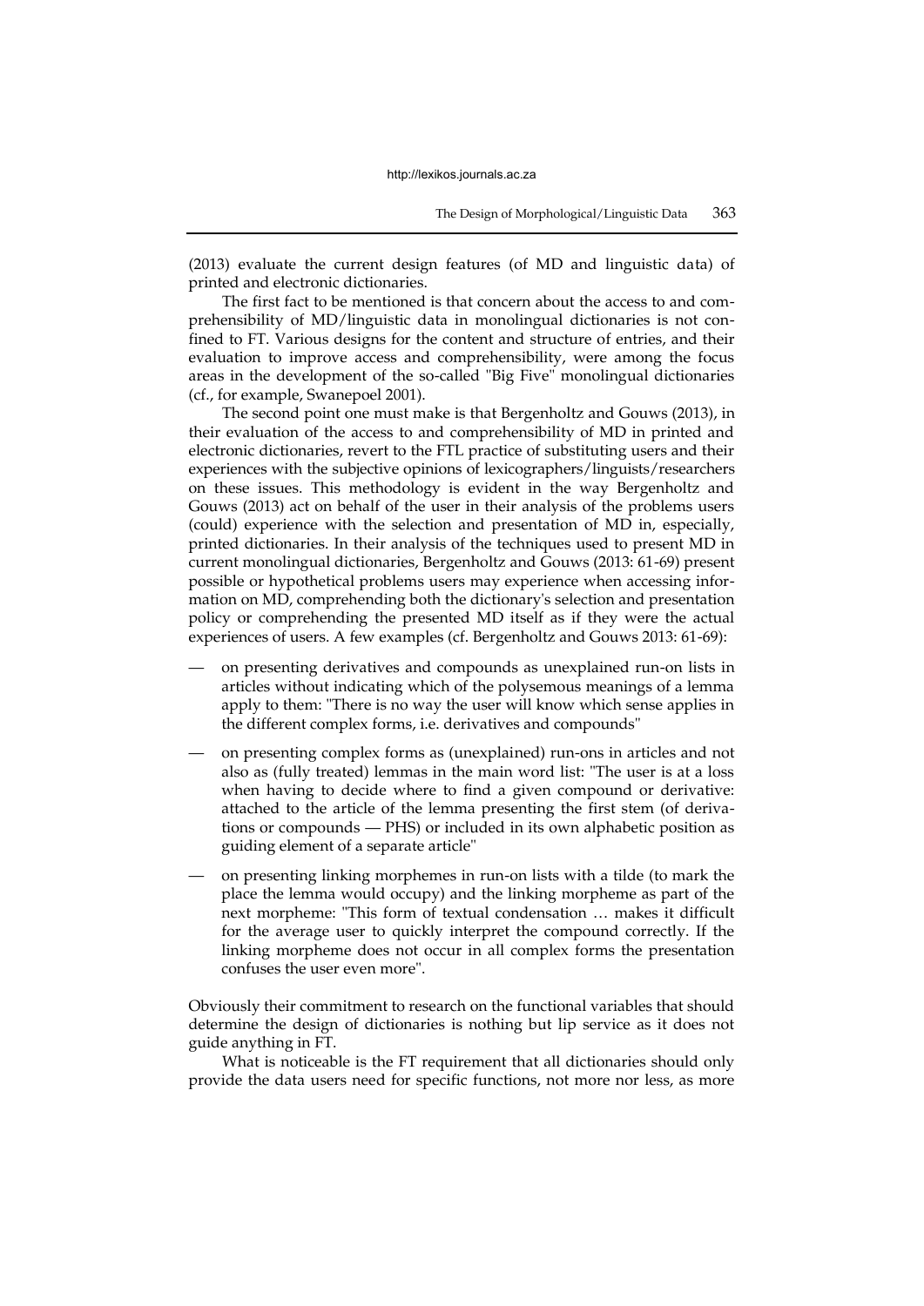(2013) evaluate the current design features (of MD and linguistic data) of printed and electronic dictionaries.

The first fact to be mentioned is that concern about the access to and comprehensibility of MD/linguistic data in monolingual dictionaries is not confined to FT. Various designs for the content and structure of entries, and their evaluation to improve access and comprehensibility, were among the focus areas in the development of the so-called "Big Five" monolingual dictionaries (cf., for example, Swanepoel 2001).

The second point one must make is that Bergenholtz and Gouws (2013), in their evaluation of the access to and comprehensibility of MD in printed and electronic dictionaries, revert to the FTL practice of substituting users and their experiences with the subjective opinions of lexicographers/linguists/researchers on these issues. This methodology is evident in the way Bergenholtz and Gouws (2013) act on behalf of the user in their analysis of the problems users (could) experience with the selection and presentation of MD in, especially, printed dictionaries. In their analysis of the techniques used to present MD in current monolingual dictionaries, Bergenholtz and Gouws (2013: 61-69) present possible or hypothetical problems users may experience when accessing information on MD, comprehending both the dictionary's selection and presentation policy or comprehending the presented MD itself as if they were the actual experiences of users. A few examples (cf. Bergenholtz and Gouws 2013: 61-69):

- on presenting derivatives and compounds as unexplained run-on lists in articles without indicating which of the polysemous meanings of a lemma apply to them: "There is no way the user will know which sense applies in the different complex forms, i.e. derivatives and compounds"
- on presenting complex forms as (unexplained) run-ons in articles and not also as (fully treated) lemmas in the main word list: "The user is at a loss when having to decide where to find a given compound or derivative: attached to the article of the lemma presenting the first stem (of derivations or compounds — PHS) or included in its own alphabetic position as guiding element of a separate article"
- on presenting linking morphemes in run-on lists with a tilde (to mark the place the lemma would occupy) and the linking morpheme as part of the next morpheme: "This form of textual condensation … makes it difficult for the average user to quickly interpret the compound correctly. If the linking morpheme does not occur in all complex forms the presentation confuses the user even more".

Obviously their commitment to research on the functional variables that should determine the design of dictionaries is nothing but lip service as it does not guide anything in FT.

What is noticeable is the FT requirement that all dictionaries should only provide the data users need for specific functions, not more nor less, as more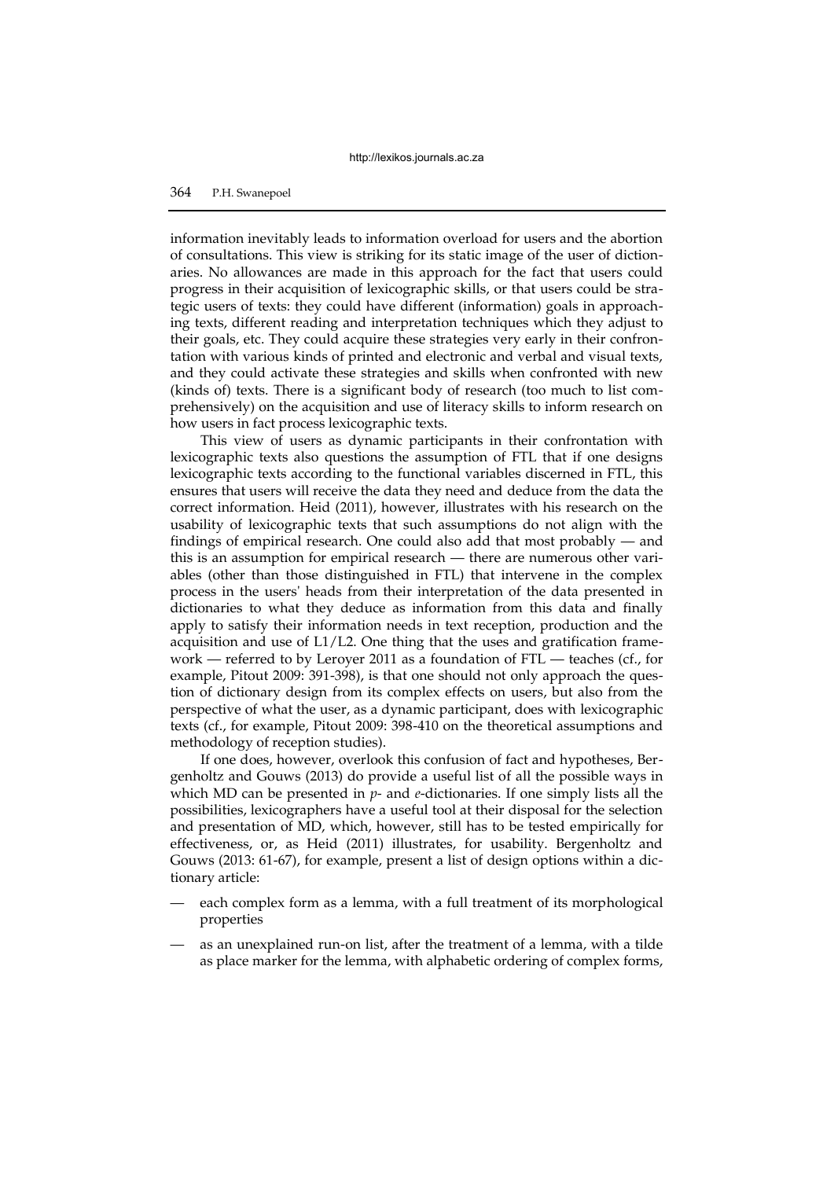information inevitably leads to information overload for users and the abortion of consultations. This view is striking for its static image of the user of dictionaries. No allowances are made in this approach for the fact that users could progress in their acquisition of lexicographic skills, or that users could be strategic users of texts: they could have different (information) goals in approaching texts, different reading and interpretation techniques which they adjust to their goals, etc. They could acquire these strategies very early in their confrontation with various kinds of printed and electronic and verbal and visual texts, and they could activate these strategies and skills when confronted with new (kinds of) texts. There is a significant body of research (too much to list comprehensively) on the acquisition and use of literacy skills to inform research on how users in fact process lexicographic texts.

This view of users as dynamic participants in their confrontation with lexicographic texts also questions the assumption of FTL that if one designs lexicographic texts according to the functional variables discerned in FTL, this ensures that users will receive the data they need and deduce from the data the correct information. Heid (2011), however, illustrates with his research on the usability of lexicographic texts that such assumptions do not align with the findings of empirical research. One could also add that most probably — and this is an assumption for empirical research — there are numerous other variables (other than those distinguished in FTL) that intervene in the complex process in the users' heads from their interpretation of the data presented in dictionaries to what they deduce as information from this data and finally apply to satisfy their information needs in text reception, production and the acquisition and use of L1/L2. One thing that the uses and gratification framework — referred to by Leroyer 2011 as a foundation of FTL — teaches (cf., for example, Pitout 2009: 391-398), is that one should not only approach the question of dictionary design from its complex effects on users, but also from the perspective of what the user, as a dynamic participant, does with lexicographic texts (cf., for example, Pitout 2009: 398-410 on the theoretical assumptions and methodology of reception studies).

If one does, however, overlook this confusion of fact and hypotheses, Bergenholtz and Gouws (2013) do provide a useful list of all the possible ways in which MD can be presented in *p*- and *e*-dictionaries. If one simply lists all the possibilities, lexicographers have a useful tool at their disposal for the selection and presentation of MD, which, however, still has to be tested empirically for effectiveness, or, as Heid (2011) illustrates, for usability. Bergenholtz and Gouws (2013: 61-67), for example, present a list of design options within a dictionary article:

- each complex form as a lemma, with a full treatment of its morphological properties
- as an unexplained run-on list, after the treatment of a lemma, with a tilde as place marker for the lemma, with alphabetic ordering of complex forms,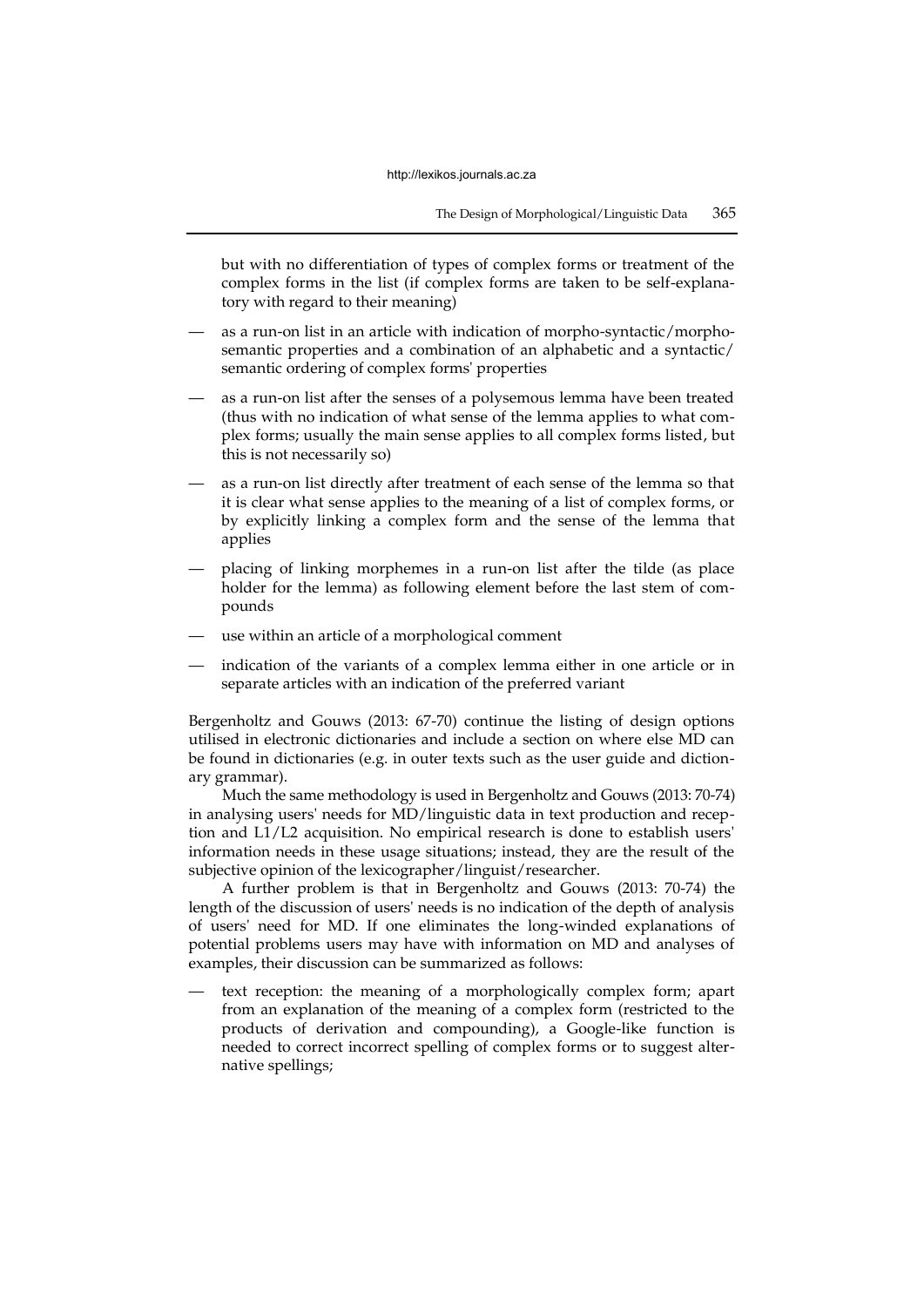but with no differentiation of types of complex forms or treatment of the complex forms in the list (if complex forms are taken to be self-explanatory with regard to their meaning)

— as a run-on list in an article with indication of morpho-syntactic/morpho-semantic properties and a combination of an alphabetic and a syntactic/semantic ordering of complex forms' properties

— as a run-on list after the senses of a polysemous lemma have been treated (thus with no indication of what sense of the lemma applies to what complex forms; usually the main sense applies to all complex forms listed, but this is not necessarily so)

— as a run-on list directly after treatment of each sense of the lemma so that it is clear what sense applies to the meaning of a list of complex forms, or by explicitly linking a complex form and the sense of the lemma that applies

— placing of linking morphemes in a run-on list after the tilde (as place holder for the lemma) as following element before the last stem of compounds

— use within an article of a morphological comment

— indication of the variants of a complex lemma either in one article or in separate articles with an indication of the preferred variant

Bergenholtz and Gouws (2013: 67-70) continue the listing of design options utilised in electronic dictionaries and include a section on where else MD can be found in dictionaries (e.g. in outer texts such as the user guide and dictionary grammar).

Much the same methodology is used in Bergenholtz and Gouws (2013: 70-74) in analysing users' needs for MD/linguistic data in text production and reception and L1/L2 acquisition. No empirical research is done to establish users' information needs in these usage situations; instead, they are the result of the subjective opinion of the lexicographer/linguist/researcher.

A further problem is that in Bergenholtz and Gouws (2013: 70-74) the length of the discussion of users' needs is no indication of the depth of analysis of users' need for MD. If one eliminates the long-winded explanations of potential problems users may have with information on MD and analyses of examples, their discussion can be summarized as follows:

— text reception: the meaning of a morphologically complex form; apart from an explanation of the meaning of a complex form (restricted to the products of derivation and compounding), a Google-like function is needed to correct incorrect spelling of complex forms or to suggest alternative spellings;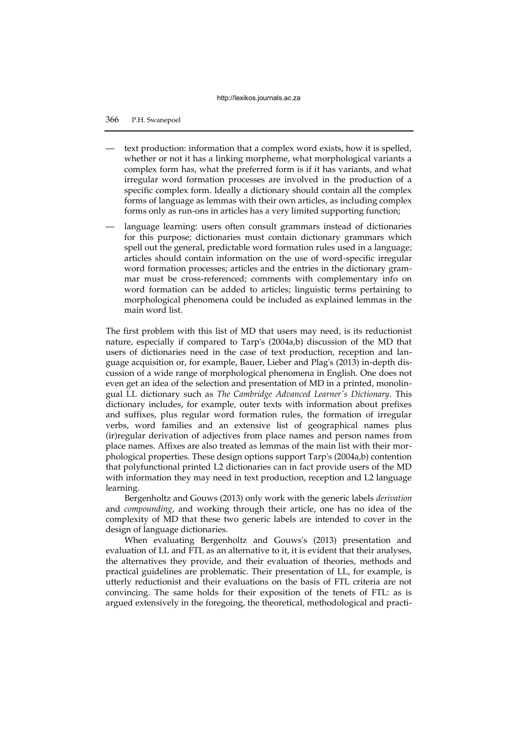- text production: information that a complex word exists, how it is spelled, whether or not it has a linking morpheme, what morphological variants a complex form has, what the preferred form is if it has variants, and what irregular word formation processes are involved in the production of a specific complex form. Ideally a dictionary should contain all the complex forms of language as lemmas with their own articles, as including complex forms only as run-ons in articles has a very limited supporting function;
- language learning: users often consult grammars instead of dictionaries for this purpose; dictionaries must contain dictionary grammars which spell out the general, predictable word formation rules used in a language; articles should contain information on the use of word-specific irregular word formation processes; articles and the entries in the dictionary grammar must be cross-referenced; comments with complementary info on word formation can be added to articles; linguistic terms pertaining to morphological phenomena could be included as explained lemmas in the main word list.

The first problem with this list of MD that users may need, is its reductionist nature, especially if compared to Tarp's (2004a,b) discussion of the MD that users of dictionaries need in the case of text production, reception and language acquisition or, for example, Bauer, Lieber and Plag's (2013) in-depth discussion of a wide range of morphological phenomena in English. One does not even get an idea of the selection and presentation of MD in a printed, monolingual LL dictionary such as *The Cambridge Advanced Learner's Dictionary*. This dictionary includes, for example, outer texts with information about prefixes and suffixes, plus regular word formation rules, the formation of irregular verbs, word families and an extensive list of geographical names plus (ir)regular derivation of adjectives from place names and person names from place names. Affixes are also treated as lemmas of the main list with their morphological properties. These design options support Tarp's (2004a,b) contention that polyfunctional printed L2 dictionaries can in fact provide users of the MD with information they may need in text production, reception and L2 language learning.

Bergenholtz and Gouws (2013) only work with the generic labels *derivation* and *compounding*, and working through their article, one has no idea of the complexity of MD that these two generic labels are intended to cover in the design of language dictionaries.

When evaluating Bergenholtz and Gouws's (2013) presentation and evaluation of LL and FTL as an alternative to it, it is evident that their analyses, the alternatives they provide, and their evaluation of theories, methods and practical guidelines are problematic. Their presentation of LL, for example, is utterly reductionist and their evaluations on the basis of FTL criteria are not convincing. The same holds for their exposition of the tenets of FTL: as is argued extensively in the foregoing, the theoretical, methodological and practi-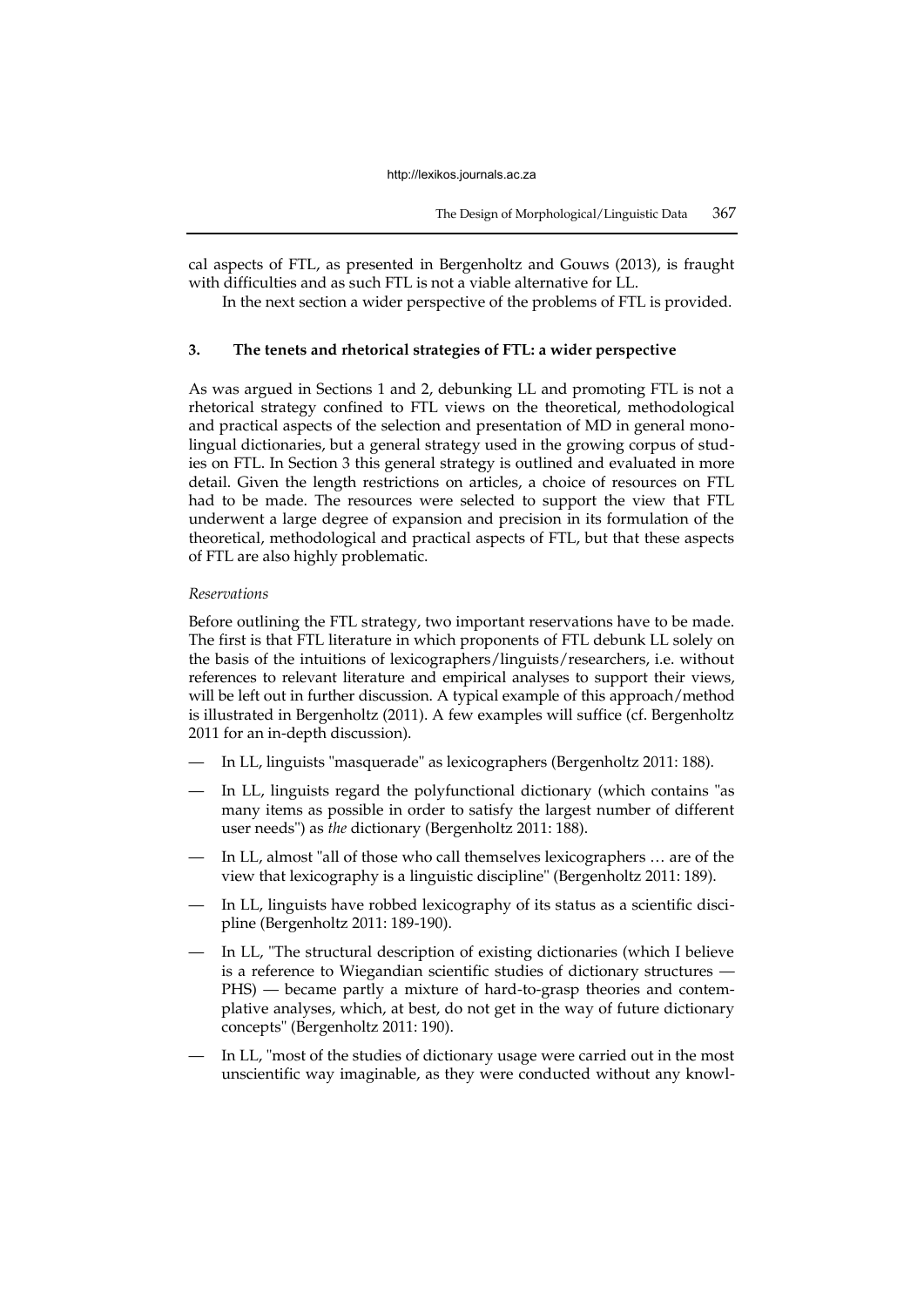cal aspects of FTL, as presented in Bergenholtz and Gouws (2013), is fraught with difficulties and as such FTL is not a viable alternative for LL.

In the next section a wider perspective of the problems of FTL is provided.

## 3. The tenets and rhetorical strategies of FTL: a wider perspective

As was argued in Sections 1 and 2, debunking LL and promoting FTL is not a rhetorical strategy confined to FTL views on the theoretical, methodological and practical aspects of the selection and presentation of MD in general monolingual dictionaries, but a general strategy used in the growing corpus of studies on FTL. In Section 3 this general strategy is outlined and evaluated in more detail. Given the length restrictions on articles, a choice of resources on FTL had to be made. The resources were selected to support the view that FTL underwent a large degree of expansion and precision in its formulation of the theoretical, methodological and practical aspects of FTL, but that these aspects of FTL are also highly problematic.

*Reservations*

Before outlining the FTL strategy, two important reservations have to be made. The first is that FTL literature in which proponents of FTL debunk LL solely on the basis of the intuitions of lexicographers/linguists/researchers, i.e. without references to relevant literature and empirical analyses to support their views, will be left out in further discussion. A typical example of this approach/method is illustrated in Bergenholtz (2011). A few examples will suffice (cf. Bergenholtz 2011 for an in-depth discussion).

- In LL, linguists "masquerade" as lexicographers (Bergenholtz 2011: 188).
- In LL, linguists regard the polyfunctional dictionary (which contains "as many items as possible in order to satisfy the largest number of different user needs") as *the* dictionary (Bergenholtz 2011: 188).
- In LL, almost "all of those who call themselves lexicographers … are of the view that lexicography is a linguistic discipline" (Bergenholtz 2011: 189).
- In LL, linguists have robbed lexicography of its status as a scientific discipline (Bergenholtz 2011: 189-190).
- In LL, "The structural description of existing dictionaries (which I believe is a reference to Wiegandian scientific studies of dictionary structures — PHS) — became partly a mixture of hard-to-grasp theories and contemplative analyses, which, at best, do not get in the way of future dictionary concepts" (Bergenholtz 2011: 190).
- In LL, "most of the studies of dictionary usage were carried out in the most unscientific way imaginable, as they were conducted without any knowl-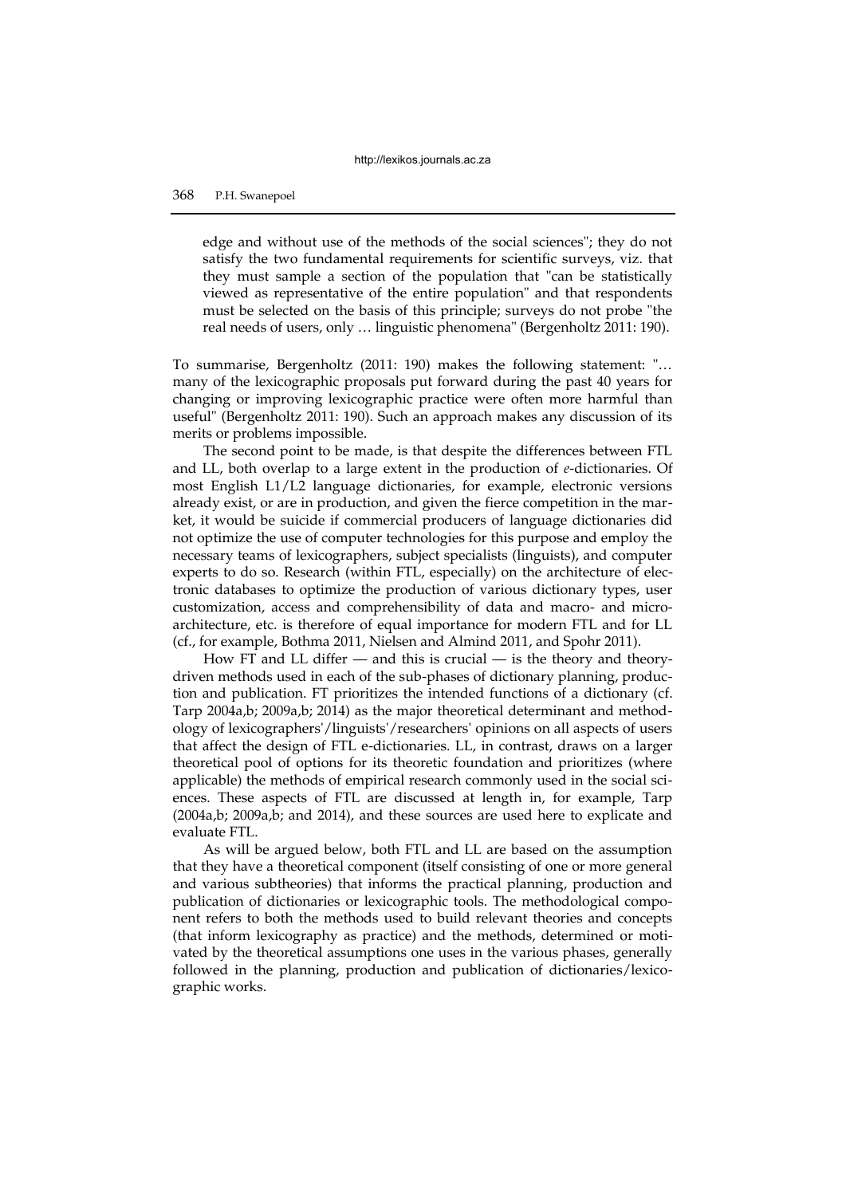> edge and without use of the methods of the social sciences"; they do not satisfy the two fundamental requirements for scientific surveys, viz. that they must sample a section of the population that "can be statistically viewed as representative of the entire population" and that respondents must be selected on the basis of this principle; surveys do not probe "the real needs of users, only … linguistic phenomena" (Bergenholtz 2011: 190).

To summarise, Bergenholtz (2011: 190) makes the following statement: "… many of the lexicographic proposals put forward during the past 40 years for changing or improving lexicographic practice were often more harmful than useful" (Bergenholtz 2011: 190). Such an approach makes any discussion of its merits or problems impossible.

The second point to be made, is that despite the differences between FTL and LL, both overlap to a large extent in the production of *e*-dictionaries. Of most English L1/L2 language dictionaries, for example, electronic versions already exist, or are in production, and given the fierce competition in the market, it would be suicide if commercial producers of language dictionaries did not optimize the use of computer technologies for this purpose and employ the necessary teams of lexicographers, subject specialists (linguists), and computer experts to do so. Research (within FTL, especially) on the architecture of electronic databases to optimize the production of various dictionary types, user customization, access and comprehensibility of data and macro- and micro-architecture, etc. is therefore of equal importance for modern FTL and for LL (cf., for example, Bothma 2011, Nielsen and Almind 2011, and Spohr 2011).

How FT and LL differ — and this is crucial — is the theory and theory-driven methods used in each of the sub-phases of dictionary planning, production and publication. FT prioritizes the intended functions of a dictionary (cf. Tarp 2004a,b; 2009a,b; 2014) as the major theoretical determinant and methodology of lexicographers'/linguists'/researchers' opinions on all aspects of users that affect the design of FTL e-dictionaries. LL, in contrast, draws on a larger theoretical pool of options for its theoretic foundation and prioritizes (where applicable) the methods of empirical research commonly used in the social sciences. These aspects of FTL are discussed at length in, for example, Tarp (2004a,b; 2009a,b; and 2014), and these sources are used here to explicate and evaluate FTL.

As will be argued below, both FTL and LL are based on the assumption that they have a theoretical component (itself consisting of one or more general and various subtheories) that informs the practical planning, production and publication of dictionaries or lexicographic tools. The methodological component refers to both the methods used to build relevant theories and concepts (that inform lexicography as practice) and the methods, determined or motivated by the theoretical assumptions one uses in the various phases, generally followed in the planning, production and publication of dictionaries/lexicographic works.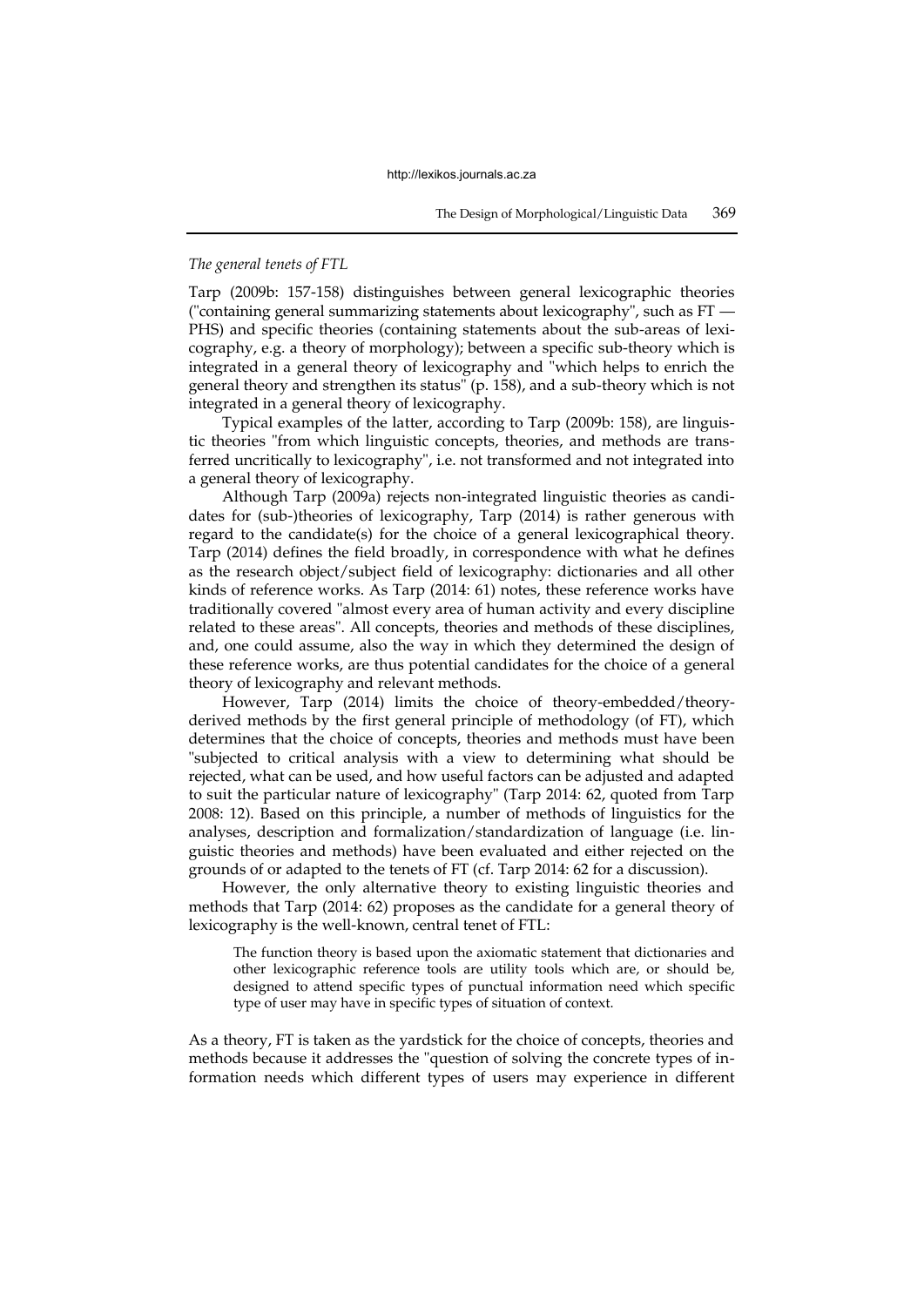*The general tenets of FTL*

Tarp (2009b: 157-158) distinguishes between general lexicographic theories ("containing general summarizing statements about lexicography", such as FT — PHS) and specific theories (containing statements about the sub-areas of lexicography, e.g. a theory of morphology); between a specific sub-theory which is integrated in a general theory of lexicography and "which helps to enrich the general theory and strengthen its status" (p. 158), and a sub-theory which is not integrated in a general theory of lexicography.

Typical examples of the latter, according to Tarp (2009b: 158), are linguistic theories "from which linguistic concepts, theories, and methods are transferred uncritically to lexicography", i.e. not transformed and not integrated into a general theory of lexicography.

Although Tarp (2009a) rejects non-integrated linguistic theories as candidates for (sub-)theories of lexicography, Tarp (2014) is rather generous with regard to the candidate(s) for the choice of a general lexicographical theory. Tarp (2014) defines the field broadly, in correspondence with what he defines as the research object/subject field of lexicography: dictionaries and all other kinds of reference works. As Tarp (2014: 61) notes, these reference works have traditionally covered "almost every area of human activity and every discipline related to these areas". All concepts, theories and methods of these disciplines, and, one could assume, also the way in which they determined the design of these reference works, are thus potential candidates for the choice of a general theory of lexicography and relevant methods.

However, Tarp (2014) limits the choice of theory-embedded/theory-derived methods by the first general principle of methodology (of FT), which determines that the choice of concepts, theories and methods must have been "subjected to critical analysis with a view to determining what should be rejected, what can be used, and how useful factors can be adjusted and adapted to suit the particular nature of lexicography" (Tarp 2014: 62, quoted from Tarp 2008: 12). Based on this principle, a number of methods of linguistics for the analyses, description and formalization/standardization of language (i.e. linguistic theories and methods) have been evaluated and either rejected on the grounds of or adapted to the tenets of FT (cf. Tarp 2014: 62 for a discussion).

However, the only alternative theory to existing linguistic theories and methods that Tarp (2014: 62) proposes as the candidate for a general theory of lexicography is the well-known, central tenet of FTL:

> The function theory is based upon the axiomatic statement that dictionaries and other lexicographic reference tools are utility tools which are, or should be, designed to attend specific types of punctual information need which specific type of user may have in specific types of situation of context.

As a theory, FT is taken as the yardstick for the choice of concepts, theories and methods because it addresses the "question of solving the concrete types of information needs which different types of users may experience in different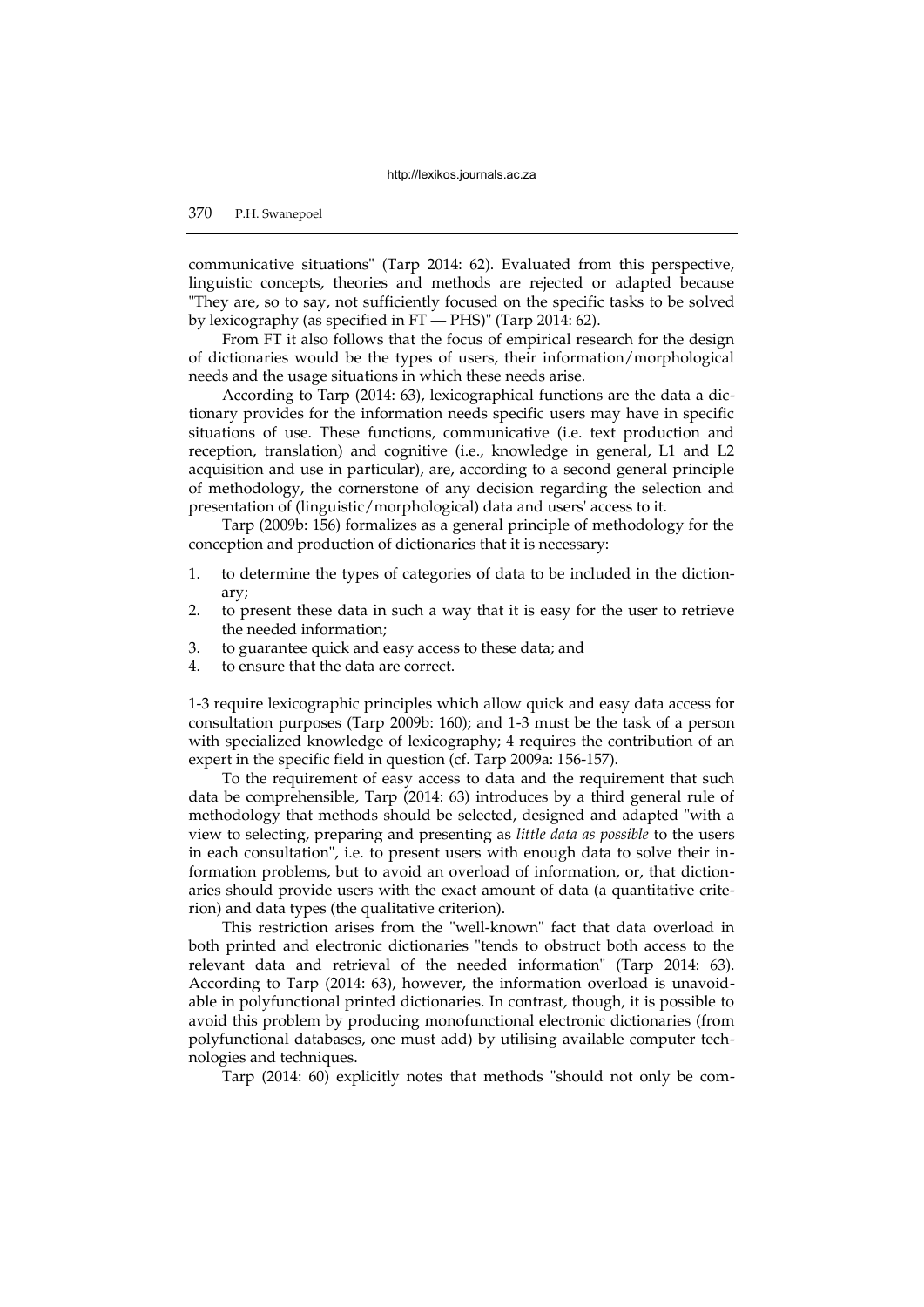communicative situations" (Tarp 2014: 62). Evaluated from this perspective, linguistic concepts, theories and methods are rejected or adapted because "They are, so to say, not sufficiently focused on the specific tasks to be solved by lexicography (as specified in FT — PHS)" (Tarp 2014: 62).

From FT it also follows that the focus of empirical research for the design of dictionaries would be the types of users, their information/morphological needs and the usage situations in which these needs arise.

According to Tarp (2014: 63), lexicographical functions are the data a dictionary provides for the information needs specific users may have in specific situations of use. These functions, communicative (i.e. text production and reception, translation) and cognitive (i.e., knowledge in general, L1 and L2 acquisition and use in particular), are, according to a second general principle of methodology, the cornerstone of any decision regarding the selection and presentation of (linguistic/morphological) data and users' access to it.

Tarp (2009b: 156) formalizes as a general principle of methodology for the conception and production of dictionaries that it is necessary:

1. to determine the types of categories of data to be included in the dictionary;
2. to present these data in such a way that it is easy for the user to retrieve the needed information;
3. to guarantee quick and easy access to these data; and
4. to ensure that the data are correct.

1-3 require lexicographic principles which allow quick and easy data access for consultation purposes (Tarp 2009b: 160); and 1-3 must be the task of a person with specialized knowledge of lexicography; 4 requires the contribution of an expert in the specific field in question (cf. Tarp 2009a: 156-157).

To the requirement of easy access to data and the requirement that such data be comprehensible, Tarp (2014: 63) introduces by a third general rule of methodology that methods should be selected, designed and adapted "with a view to selecting, preparing and presenting as *little data as possible* to the users in each consultation", i.e. to present users with enough data to solve their information problems, but to avoid an overload of information, or, that dictionaries should provide users with the exact amount of data (a quantitative criterion) and data types (the qualitative criterion).

This restriction arises from the "well-known" fact that data overload in both printed and electronic dictionaries "tends to obstruct both access to the relevant data and retrieval of the needed information" (Tarp 2014: 63). According to Tarp (2014: 63), however, the information overload is unavoidable in polyfunctional printed dictionaries. In contrast, though, it is possible to avoid this problem by producing monofunctional electronic dictionaries (from polyfunctional databases, one must add) by utilising available computer technologies and techniques.

Tarp (2014: 60) explicitly notes that methods "should not only be com-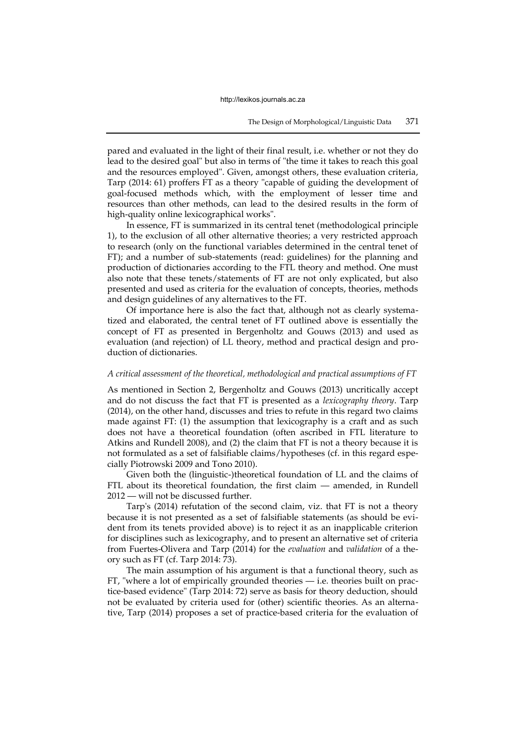pared and evaluated in the light of their final result, i.e. whether or not they do lead to the desired goal" but also in terms of "the time it takes to reach this goal and the resources employed". Given, amongst others, these evaluation criteria, Tarp (2014: 61) proffers FT as a theory "capable of guiding the development of goal-focused methods which, with the employment of lesser time and resources than other methods, can lead to the desired results in the form of high-quality online lexicographical works".

In essence, FT is summarized in its central tenet (methodological principle 1), to the exclusion of all other alternative theories; a very restricted approach to research (only on the functional variables determined in the central tenet of FT); and a number of sub-statements (read: guidelines) for the planning and production of dictionaries according to the FTL theory and method. One must also note that these tenets/statements of FT are not only explicated, but also presented and used as criteria for the evaluation of concepts, theories, methods and design guidelines of any alternatives to the FT.

Of importance here is also the fact that, although not as clearly systematized and elaborated, the central tenet of FT outlined above is essentially the concept of FT as presented in Bergenholtz and Gouws (2013) and used as evaluation (and rejection) of LL theory, method and practical design and production of dictionaries.

*A critical assessment of the theoretical, methodological and practical assumptions of FT*

As mentioned in Section 2, Bergenholtz and Gouws (2013) uncritically accept and do not discuss the fact that FT is presented as a *lexicography theory*. Tarp (2014), on the other hand, discusses and tries to refute in this regard two claims made against FT: (1) the assumption that lexicography is a craft and as such does not have a theoretical foundation (often ascribed in FTL literature to Atkins and Rundell 2008), and (2) the claim that FT is not a theory because it is not formulated as a set of falsifiable claims/hypotheses (cf. in this regard especially Piotrowski 2009 and Tono 2010).

Given both the (linguistic-)theoretical foundation of LL and the claims of FTL about its theoretical foundation, the first claim — amended, in Rundell 2012 — will not be discussed further.

Tarp's (2014) refutation of the second claim, viz. that FT is not a theory because it is not presented as a set of falsifiable statements (as should be evident from its tenets provided above) is to reject it as an inapplicable criterion for disciplines such as lexicography, and to present an alternative set of criteria from Fuertes-Olivera and Tarp (2014) for the *evaluation* and *validation* of a theory such as FT (cf. Tarp 2014: 73).

The main assumption of his argument is that a functional theory, such as FT, "where a lot of empirically grounded theories — i.e. theories built on practice-based evidence" (Tarp 2014: 72) serve as basis for theory deduction, should not be evaluated by criteria used for (other) scientific theories. As an alternative, Tarp (2014) proposes a set of practice-based criteria for the evaluation of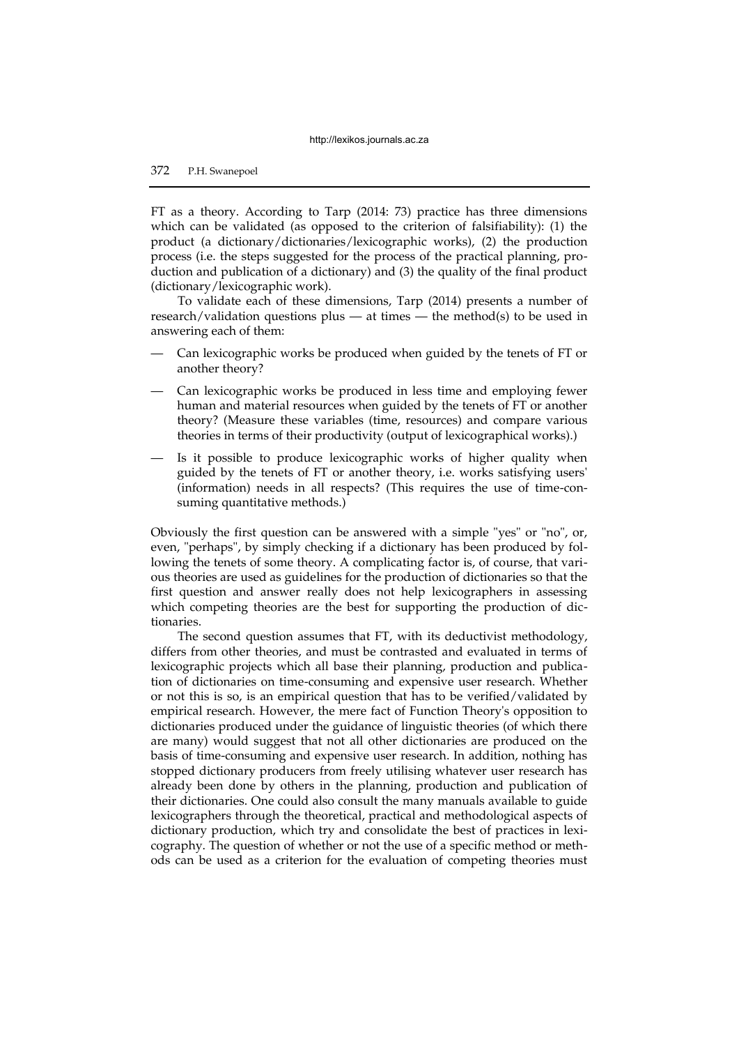FT as a theory. According to Tarp (2014: 73) practice has three dimensions which can be validated (as opposed to the criterion of falsifiability): (1) the product (a dictionary/dictionaries/lexicographic works), (2) the production process (i.e. the steps suggested for the process of the practical planning, production and publication of a dictionary) and (3) the quality of the final product (dictionary/lexicographic work).

To validate each of these dimensions, Tarp (2014) presents a number of research/validation questions plus — at times — the method(s) to be used in answering each of them:

- Can lexicographic works be produced when guided by the tenets of FT or another theory?
- Can lexicographic works be produced in less time and employing fewer human and material resources when guided by the tenets of FT or another theory? (Measure these variables (time, resources) and compare various theories in terms of their productivity (output of lexicographical works).)
- Is it possible to produce lexicographic works of higher quality when guided by the tenets of FT or another theory, i.e. works satisfying users' (information) needs in all respects? (This requires the use of time-consuming quantitative methods.)

Obviously the first question can be answered with a simple "yes" or "no", or, even, "perhaps", by simply checking if a dictionary has been produced by following the tenets of some theory. A complicating factor is, of course, that various theories are used as guidelines for the production of dictionaries so that the first question and answer really does not help lexicographers in assessing which competing theories are the best for supporting the production of dictionaries.

The second question assumes that FT, with its deductivist methodology, differs from other theories, and must be contrasted and evaluated in terms of lexicographic projects which all base their planning, production and publication of dictionaries on time-consuming and expensive user research. Whether or not this is so, is an empirical question that has to be verified/validated by empirical research. However, the mere fact of Function Theory's opposition to dictionaries produced under the guidance of linguistic theories (of which there are many) would suggest that not all other dictionaries are produced on the basis of time-consuming and expensive user research. In addition, nothing has stopped dictionary producers from freely utilising whatever user research has already been done by others in the planning, production and publication of their dictionaries. One could also consult the many manuals available to guide lexicographers through the theoretical, practical and methodological aspects of dictionary production, which try and consolidate the best of practices in lexicography. The question of whether or not the use of a specific method or methods can be used as a criterion for the evaluation of competing theories must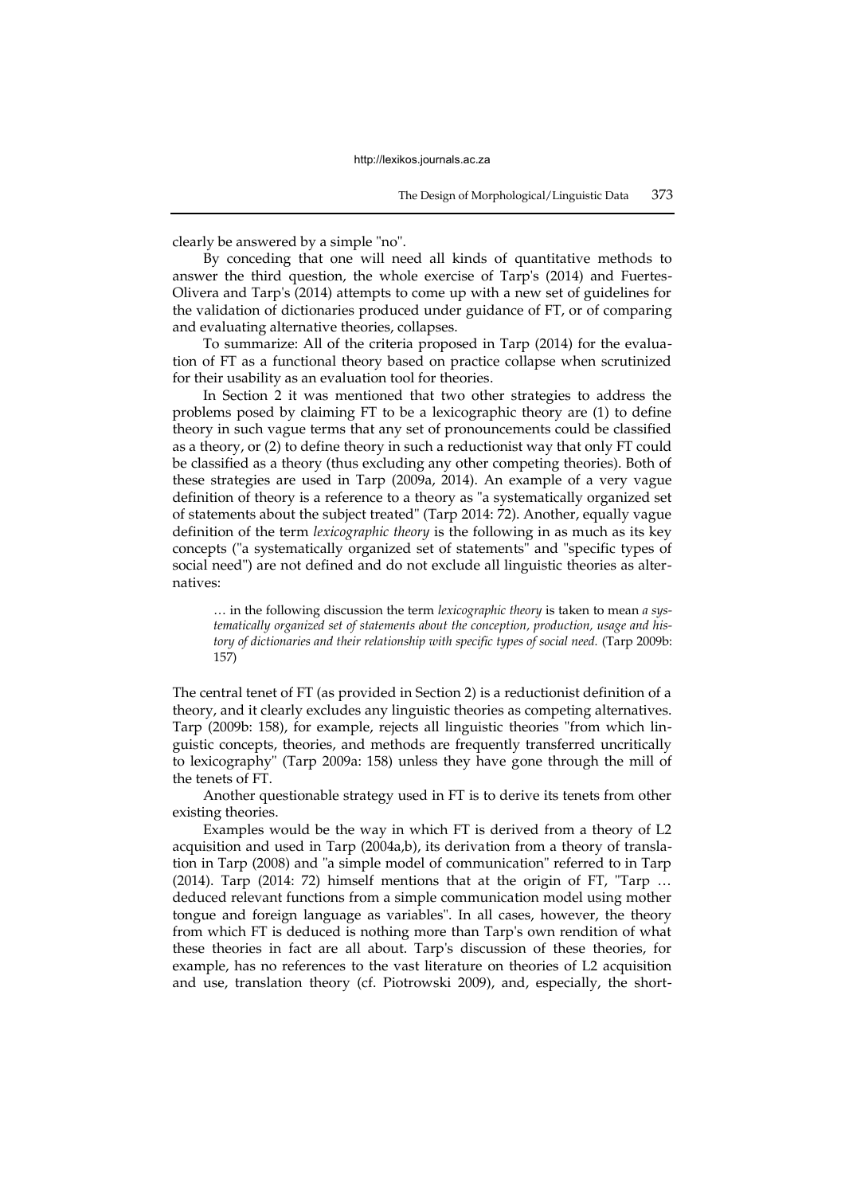clearly be answered by a simple "no".

By conceding that one will need all kinds of quantitative methods to answer the third question, the whole exercise of Tarp's (2014) and Fuertes-Olivera and Tarp's (2014) attempts to come up with a new set of guidelines for the validation of dictionaries produced under guidance of FT, or of comparing and evaluating alternative theories, collapses.

To summarize: All of the criteria proposed in Tarp (2014) for the evaluation of FT as a functional theory based on practice collapse when scrutinized for their usability as an evaluation tool for theories.

In Section 2 it was mentioned that two other strategies to address the problems posed by claiming FT to be a lexicographic theory are (1) to define theory in such vague terms that any set of pronouncements could be classified as a theory, or (2) to define theory in such a reductionist way that only FT could be classified as a theory (thus excluding any other competing theories). Both of these strategies are used in Tarp (2009a, 2014). An example of a very vague definition of theory is a reference to a theory as "a systematically organized set of statements about the subject treated" (Tarp 2014: 72). Another, equally vague definition of the term *lexicographic theory* is the following in as much as its key concepts ("a systematically organized set of statements" and "specific types of social need") are not defined and do not exclude all linguistic theories as alternatives:

> … in the following discussion the term *lexicographic theory* is taken to mean *a systematically organized set of statements about the conception, production, usage and history of dictionaries and their relationship with specific types of social need.* (Tarp 2009b: 157)

The central tenet of FT (as provided in Section 2) is a reductionist definition of a theory, and it clearly excludes any linguistic theories as competing alternatives. Tarp (2009b: 158), for example, rejects all linguistic theories "from which linguistic concepts, theories, and methods are frequently transferred uncritically to lexicography" (Tarp 2009a: 158) unless they have gone through the mill of the tenets of FT.

Another questionable strategy used in FT is to derive its tenets from other existing theories.

Examples would be the way in which FT is derived from a theory of L2 acquisition and used in Tarp (2004a,b), its derivation from a theory of translation in Tarp (2008) and "a simple model of communication" referred to in Tarp (2014). Tarp (2014: 72) himself mentions that at the origin of FT, "Tarp … deduced relevant functions from a simple communication model using mother tongue and foreign language as variables". In all cases, however, the theory from which FT is deduced is nothing more than Tarp's own rendition of what these theories in fact are all about. Tarp's discussion of these theories, for example, has no references to the vast literature on theories of L2 acquisition and use, translation theory (cf. Piotrowski 2009), and, especially, the short-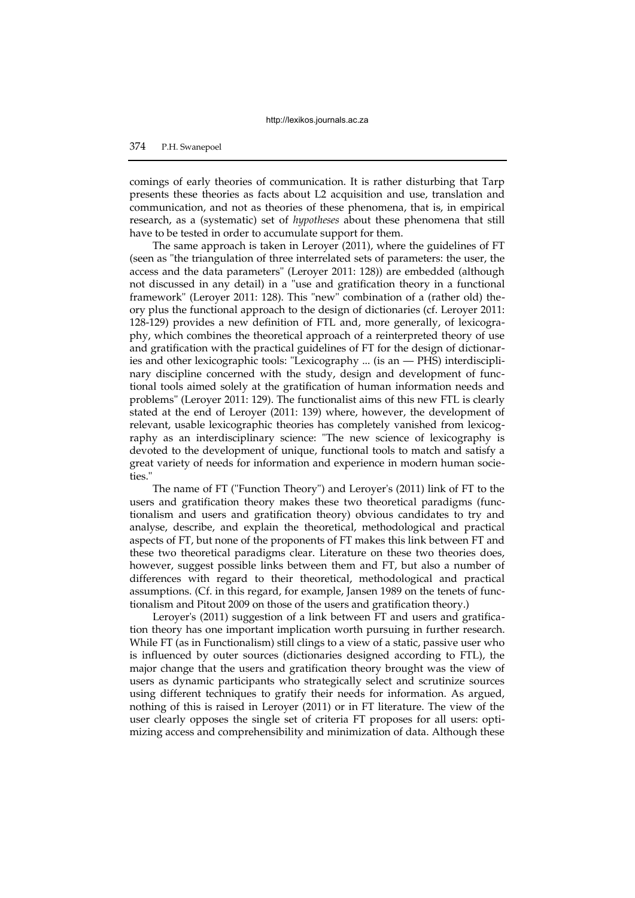comings of early theories of communication. It is rather disturbing that Tarp presents these theories as facts about L2 acquisition and use, translation and communication, and not as theories of these phenomena, that is, in empirical research, as a (systematic) set of *hypotheses* about these phenomena that still have to be tested in order to accumulate support for them.

The same approach is taken in Leroyer (2011), where the guidelines of FT (seen as "the triangulation of three interrelated sets of parameters: the user, the access and the data parameters" (Leroyer 2011: 128)) are embedded (although not discussed in any detail) in a "use and gratification theory in a functional framework" (Leroyer 2011: 128). This "new" combination of a (rather old) theory plus the functional approach to the design of dictionaries (cf. Leroyer 2011: 128-129) provides a new definition of FTL and, more generally, of lexicography, which combines the theoretical approach of a reinterpreted theory of use and gratification with the practical guidelines of FT for the design of dictionaries and other lexicographic tools: "Lexicography ... (is an — PHS) interdisciplinary discipline concerned with the study, design and development of functional tools aimed solely at the gratification of human information needs and problems" (Leroyer 2011: 129). The functionalist aims of this new FTL is clearly stated at the end of Leroyer (2011: 139) where, however, the development of relevant, usable lexicographic theories has completely vanished from lexicography as an interdisciplinary science: "The new science of lexicography is devoted to the development of unique, functional tools to match and satisfy a great variety of needs for information and experience in modern human societies."

The name of FT ("Function Theory") and Leroyer's (2011) link of FT to the users and gratification theory makes these two theoretical paradigms (functionalism and users and gratification theory) obvious candidates to try and analyse, describe, and explain the theoretical, methodological and practical aspects of FT, but none of the proponents of FT makes this link between FT and these two theoretical paradigms clear. Literature on these two theories does, however, suggest possible links between them and FT, but also a number of differences with regard to their theoretical, methodological and practical assumptions. (Cf. in this regard, for example, Jansen 1989 on the tenets of functionalism and Pitout 2009 on those of the users and gratification theory.)

Leroyer's (2011) suggestion of a link between FT and users and gratification theory has one important implication worth pursuing in further research. While FT (as in Functionalism) still clings to a view of a static, passive user who is influenced by outer sources (dictionaries designed according to FTL), the major change that the users and gratification theory brought was the view of users as dynamic participants who strategically select and scrutinize sources using different techniques to gratify their needs for information. As argued, nothing of this is raised in Leroyer (2011) or in FT literature. The view of the user clearly opposes the single set of criteria FT proposes for all users: optimizing access and comprehensibility and minimization of data. Although these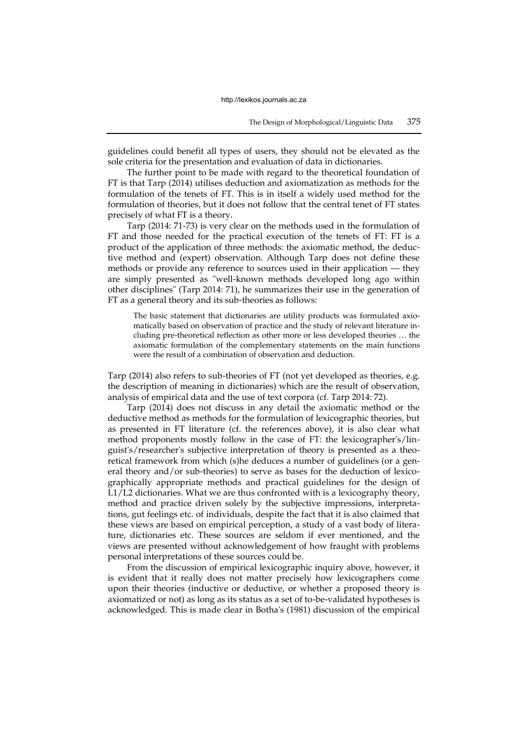guidelines could benefit all types of users, they should not be elevated as the sole criteria for the presentation and evaluation of data in dictionaries.

The further point to be made with regard to the theoretical foundation of FT is that Tarp (2014) utilises deduction and axiomatization as methods for the formulation of the tenets of FT. This is in itself a widely used method for the formulation of theories, but it does not follow that the central tenet of FT states precisely of what FT is a theory.

Tarp (2014: 71-73) is very clear on the methods used in the formulation of FT and those needed for the practical execution of the tenets of FT: FT is a product of the application of three methods: the axiomatic method, the deductive method and (expert) observation. Although Tarp does not define these methods or provide any reference to sources used in their application — they are simply presented as "well-known methods developed long ago within other disciplines" (Tarp 2014: 71), he summarizes their use in the generation of FT as a general theory and its sub-theories as follows:

> The basic statement that dictionaries are utility products was formulated axiomatically based on observation of practice and the study of relevant literature including pre-theoretical reflection as other more or less developed theories … the axiomatic formulation of the complementary statements on the main functions were the result of a combination of observation and deduction.

Tarp (2014) also refers to sub-theories of FT (not yet developed as theories, e.g. the description of meaning in dictionaries) which are the result of observation, analysis of empirical data and the use of text corpora (cf. Tarp 2014: 72).

Tarp (2014) does not discuss in any detail the axiomatic method or the deductive method as methods for the formulation of lexicographic theories, but as presented in FT literature (cf. the references above), it is also clear what method proponents mostly follow in the case of FT: the lexicographer's/linguist's/researcher's subjective interpretation of theory is presented as a theoretical framework from which (s)he deduces a number of guidelines (or a general theory and/or sub-theories) to serve as bases for the deduction of lexicographically appropriate methods and practical guidelines for the design of L1/L2 dictionaries. What we are thus confronted with is a lexicography theory, method and practice driven solely by the subjective impressions, interpretations, gut feelings etc. of individuals, despite the fact that it is also claimed that these views are based on empirical perception, a study of a vast body of literature, dictionaries etc. These sources are seldom if ever mentioned, and the views are presented without acknowledgement of how fraught with problems personal interpretations of these sources could be.

From the discussion of empirical lexicographic inquiry above, however, it is evident that it really does not matter precisely how lexicographers come upon their theories (inductive or deductive, or whether a proposed theory is axiomatized or not) as long as its status as a set of to-be-validated hypotheses is acknowledged. This is made clear in Botha's (1981) discussion of the empirical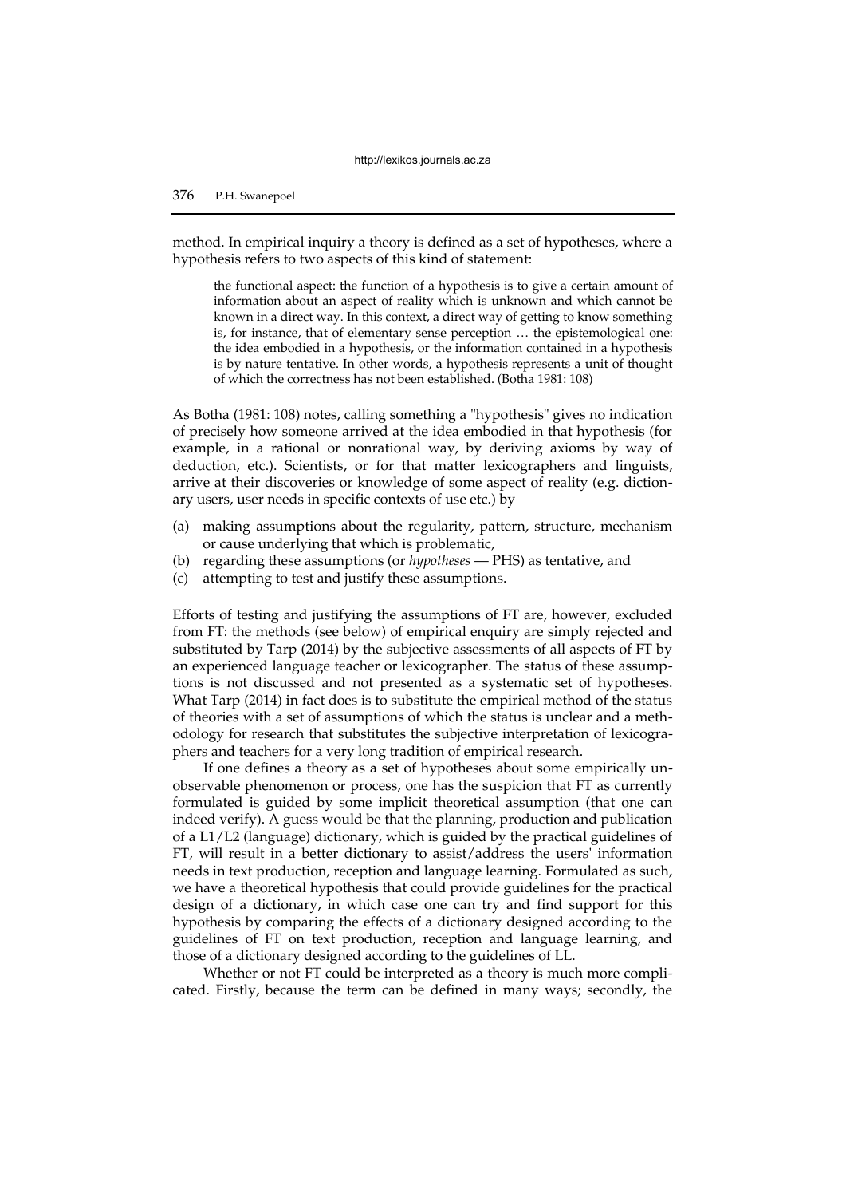method. In empirical inquiry a theory is defined as a set of hypotheses, where a hypothesis refers to two aspects of this kind of statement:

> the functional aspect: the function of a hypothesis is to give a certain amount of information about an aspect of reality which is unknown and which cannot be known in a direct way. In this context, a direct way of getting to know something is, for instance, that of elementary sense perception … the epistemological one: the idea embodied in a hypothesis, or the information contained in a hypothesis is by nature tentative. In other words, a hypothesis represents a unit of thought of which the correctness has not been established. (Botha 1981: 108)

As Botha (1981: 108) notes, calling something a "hypothesis" gives no indication of precisely how someone arrived at the idea embodied in that hypothesis (for example, in a rational or nonrational way, by deriving axioms by way of deduction, etc.). Scientists, or for that matter lexicographers and linguists, arrive at their discoveries or knowledge of some aspect of reality (e.g. dictionary users, user needs in specific contexts of use etc.) by

(a) making assumptions about the regularity, pattern, structure, mechanism or cause underlying that which is problematic,
(b) regarding these assumptions (or *hypotheses* — PHS) as tentative, and
(c) attempting to test and justify these assumptions.

Efforts of testing and justifying the assumptions of FT are, however, excluded from FT: the methods (see below) of empirical enquiry are simply rejected and substituted by Tarp (2014) by the subjective assessments of all aspects of FT by an experienced language teacher or lexicographer. The status of these assumptions is not discussed and not presented as a systematic set of hypotheses. What Tarp (2014) in fact does is to substitute the empirical method of the status of theories with a set of assumptions of which the status is unclear and a methodology for research that substitutes the subjective interpretation of lexicographers and teachers for a very long tradition of empirical research.

If one defines a theory as a set of hypotheses about some empirically unobservable phenomenon or process, one has the suspicion that FT as currently formulated is guided by some implicit theoretical assumption (that one can indeed verify). A guess would be that the planning, production and publication of a L1/L2 (language) dictionary, which is guided by the practical guidelines of FT, will result in a better dictionary to assist/address the users' information needs in text production, reception and language learning. Formulated as such, we have a theoretical hypothesis that could provide guidelines for the practical design of a dictionary, in which case one can try and find support for this hypothesis by comparing the effects of a dictionary designed according to the guidelines of FT on text production, reception and language learning, and those of a dictionary designed according to the guidelines of LL.

Whether or not FT could be interpreted as a theory is much more complicated. Firstly, because the term can be defined in many ways; secondly, the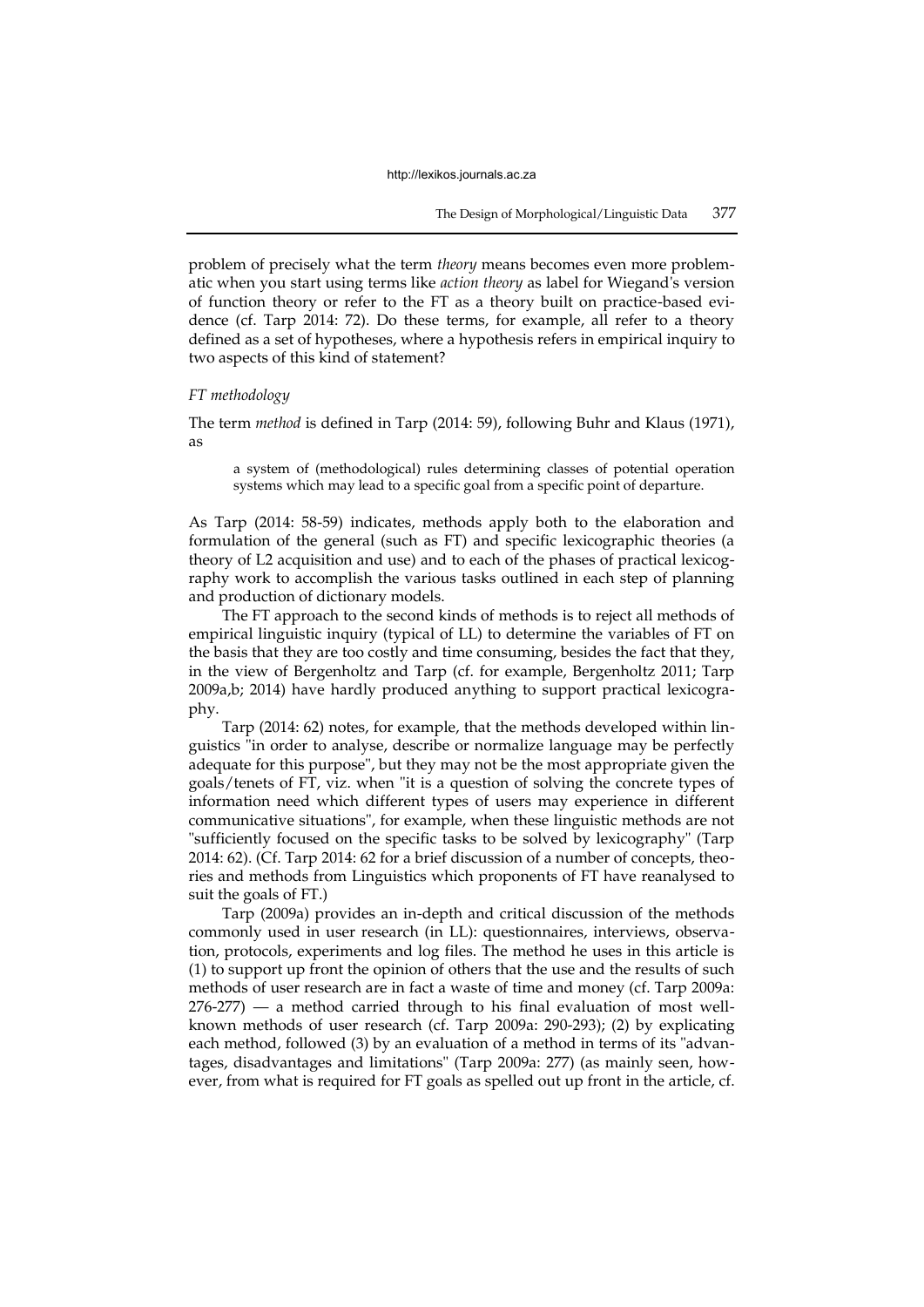problem of precisely what the term *theory* means becomes even more problematic when you start using terms like *action theory* as label for Wiegand's version of function theory or refer to the FT as a theory built on practice-based evidence (cf. Tarp 2014: 72). Do these terms, for example, all refer to a theory defined as a set of hypotheses, where a hypothesis refers in empirical inquiry to two aspects of this kind of statement?

*FT methodology*

The term *method* is defined in Tarp (2014: 59), following Buhr and Klaus (1971), as

> a system of (methodological) rules determining classes of potential operation systems which may lead to a specific goal from a specific point of departure.

As Tarp (2014: 58-59) indicates, methods apply both to the elaboration and formulation of the general (such as FT) and specific lexicographic theories (a theory of L2 acquisition and use) and to each of the phases of practical lexicography work to accomplish the various tasks outlined in each step of planning and production of dictionary models.

The FT approach to the second kinds of methods is to reject all methods of empirical linguistic inquiry (typical of LL) to determine the variables of FT on the basis that they are too costly and time consuming, besides the fact that they, in the view of Bergenholtz and Tarp (cf. for example, Bergenholtz 2011; Tarp 2009a,b; 2014) have hardly produced anything to support practical lexicography.

Tarp (2014: 62) notes, for example, that the methods developed within linguistics "in order to analyse, describe or normalize language may be perfectly adequate for this purpose", but they may not be the most appropriate given the goals/tenets of FT, viz. when "it is a question of solving the concrete types of information need which different types of users may experience in different communicative situations", for example, when these linguistic methods are not "sufficiently focused on the specific tasks to be solved by lexicography" (Tarp 2014: 62). (Cf. Tarp 2014: 62 for a brief discussion of a number of concepts, theories and methods from Linguistics which proponents of FT have reanalysed to suit the goals of FT.)

Tarp (2009a) provides an in-depth and critical discussion of the methods commonly used in user research (in LL): questionnaires, interviews, observation, protocols, experiments and log files. The method he uses in this article is (1) to support up front the opinion of others that the use and the results of such methods of user research are in fact a waste of time and money (cf. Tarp 2009a: 276-277) — a method carried through to his final evaluation of most well-known methods of user research (cf. Tarp 2009a: 290-293); (2) by explicating each method, followed (3) by an evaluation of a method in terms of its "advantages, disadvantages and limitations" (Tarp 2009a: 277) (as mainly seen, however, from what is required for FT goals as spelled out up front in the article, cf.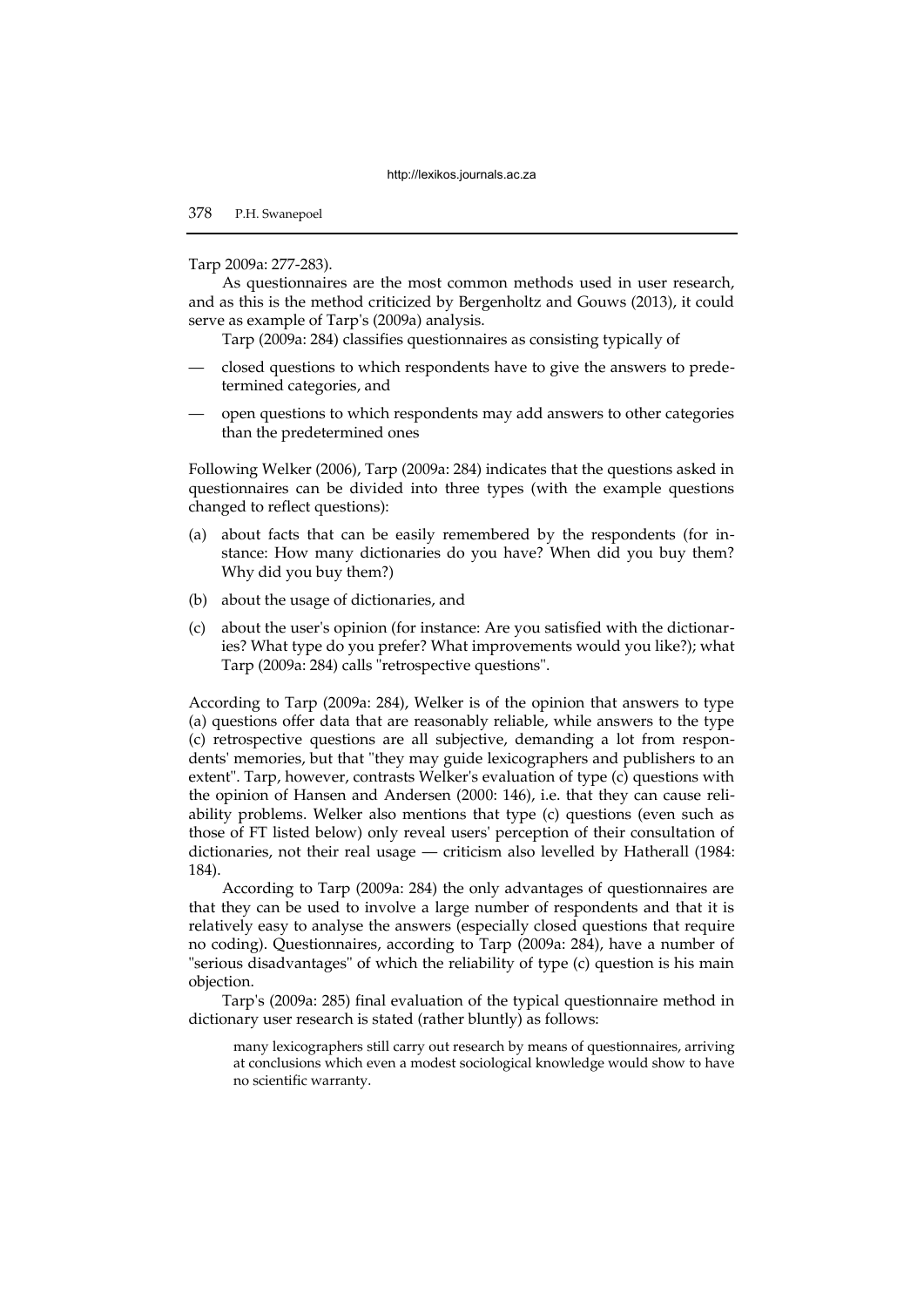Tarp 2009a: 277-283).

As questionnaires are the most common methods used in user research, and as this is the method criticized by Bergenholtz and Gouws (2013), it could serve as example of Tarp's (2009a) analysis.

Tarp (2009a: 284) classifies questionnaires as consisting typically of

- closed questions to which respondents have to give the answers to predetermined categories, and
- open questions to which respondents may add answers to other categories than the predetermined ones

Following Welker (2006), Tarp (2009a: 284) indicates that the questions asked in questionnaires can be divided into three types (with the example questions changed to reflect questions):

(a) about facts that can be easily remembered by the respondents (for instance: How many dictionaries do you have? When did you buy them? Why did you buy them?)

(b) about the usage of dictionaries, and

(c) about the user's opinion (for instance: Are you satisfied with the dictionaries? What type do you prefer? What improvements would you like?); what Tarp (2009a: 284) calls "retrospective questions".

According to Tarp (2009a: 284), Welker is of the opinion that answers to type (a) questions offer data that are reasonably reliable, while answers to the type (c) retrospective questions are all subjective, demanding a lot from respondents' memories, but that "they may guide lexicographers and publishers to an extent". Tarp, however, contrasts Welker's evaluation of type (c) questions with the opinion of Hansen and Andersen (2000: 146), i.e. that they can cause reliability problems. Welker also mentions that type (c) questions (even such as those of FT listed below) only reveal users' perception of their consultation of dictionaries, not their real usage — criticism also levelled by Hatherall (1984: 184).

According to Tarp (2009a: 284) the only advantages of questionnaires are that they can be used to involve a large number of respondents and that it is relatively easy to analyse the answers (especially closed questions that require no coding). Questionnaires, according to Tarp (2009a: 284), have a number of "serious disadvantages" of which the reliability of type (c) question is his main objection.

Tarp's (2009a: 285) final evaluation of the typical questionnaire method in dictionary user research is stated (rather bluntly) as follows:

> many lexicographers still carry out research by means of questionnaires, arriving at conclusions which even a modest sociological knowledge would show to have no scientific warranty.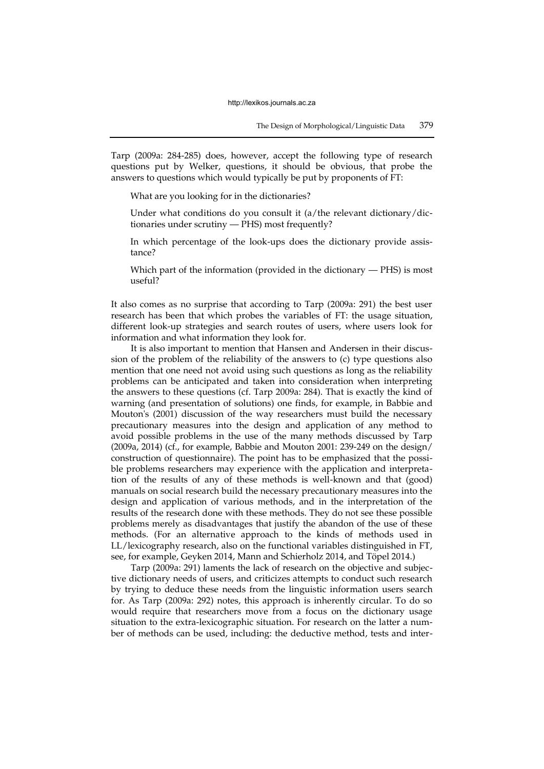Tarp (2009a: 284-285) does, however, accept the following type of research questions put by Welker, questions, it should be obvious, that probe the answers to questions which would typically be put by proponents of FT:

> What are you looking for in the dictionaries?
>
> Under what conditions do you consult it (a/the relevant dictionary/dictionaries under scrutiny — PHS) most frequently?
>
> In which percentage of the look-ups does the dictionary provide assistance?
>
> Which part of the information (provided in the dictionary — PHS) is most useful?

It also comes as no surprise that according to Tarp (2009a: 291) the best user research has been that which probes the variables of FT: the usage situation, different look-up strategies and search routes of users, where users look for information and what information they look for.

It is also important to mention that Hansen and Andersen in their discussion of the problem of the reliability of the answers to (c) type questions also mention that one need not avoid using such questions as long as the reliability problems can be anticipated and taken into consideration when interpreting the answers to these questions (cf. Tarp 2009a: 284). That is exactly the kind of warning (and presentation of solutions) one finds, for example, in Babbie and Mouton's (2001) discussion of the way researchers must build the necessary precautionary measures into the design and application of any method to avoid possible problems in the use of the many methods discussed by Tarp (2009a, 2014) (cf., for example, Babbie and Mouton 2001: 239-249 on the design/construction of questionnaire). The point has to be emphasized that the possible problems researchers may experience with the application and interpretation of the results of any of these methods is well-known and that (good) manuals on social research build the necessary precautionary measures into the design and application of various methods, and in the interpretation of the results of the research done with these methods. They do not see these possible problems merely as disadvantages that justify the abandon of the use of these methods. (For an alternative approach to the kinds of methods used in LL/lexicography research, also on the functional variables distinguished in FT, see, for example, Geyken 2014, Mann and Schierholz 2014, and Töpel 2014.)

Tarp (2009a: 291) laments the lack of research on the objective and subjective dictionary needs of users, and criticizes attempts to conduct such research by trying to deduce these needs from the linguistic information users search for. As Tarp (2009a: 292) notes, this approach is inherently circular. To do so would require that researchers move from a focus on the dictionary usage situation to the extra-lexicographic situation. For research on the latter a number of methods can be used, including: the deductive method, tests and inter-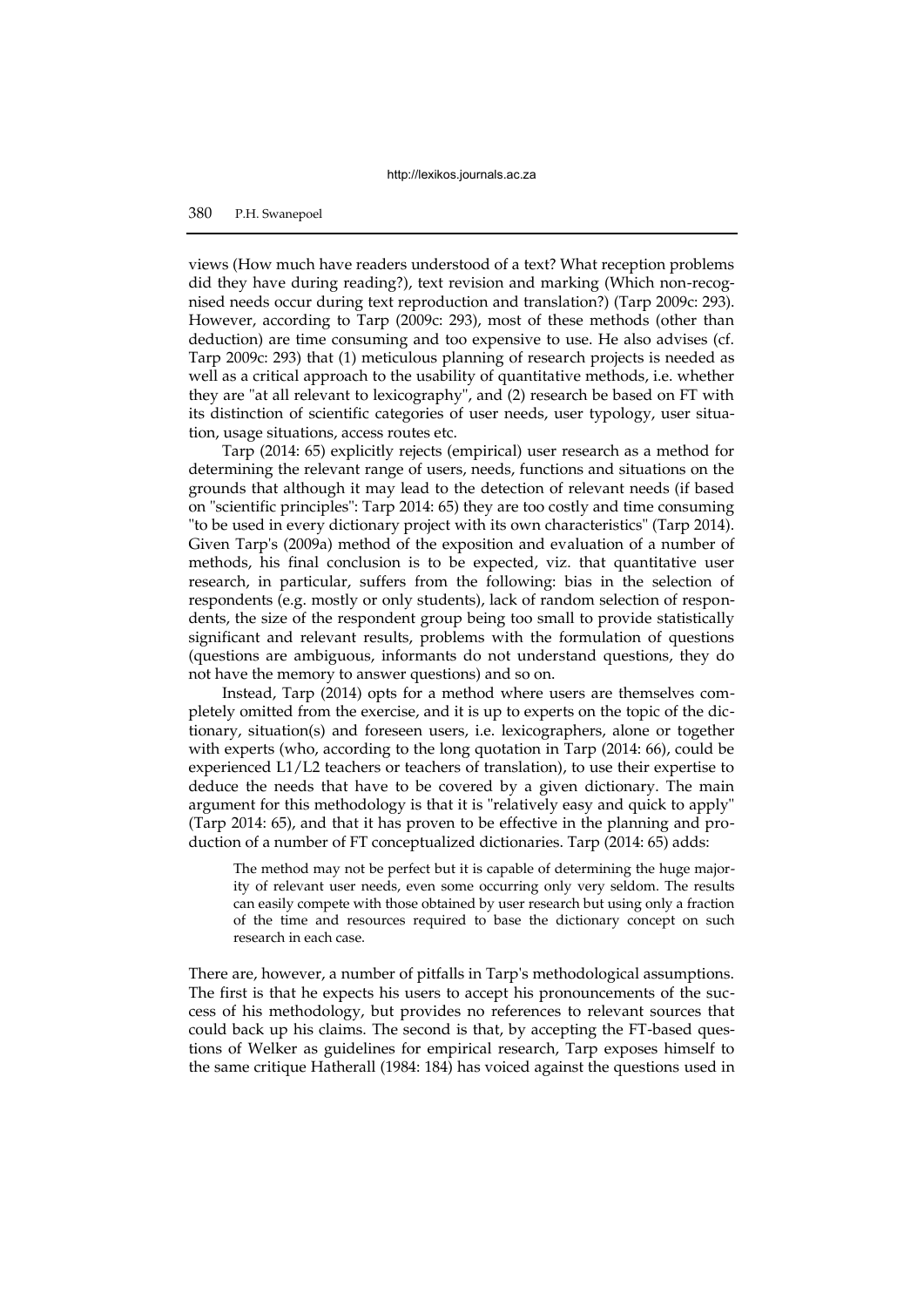views (How much have readers understood of a text? What reception problems did they have during reading?), text revision and marking (Which non-recognised needs occur during text reproduction and translation?) (Tarp 2009c: 293). However, according to Tarp (2009c: 293), most of these methods (other than deduction) are time consuming and too expensive to use. He also advises (cf. Tarp 2009c: 293) that (1) meticulous planning of research projects is needed as well as a critical approach to the usability of quantitative methods, i.e. whether they are "at all relevant to lexicography", and (2) research be based on FT with its distinction of scientific categories of user needs, user typology, user situation, usage situations, access routes etc.

Tarp (2014: 65) explicitly rejects (empirical) user research as a method for determining the relevant range of users, needs, functions and situations on the grounds that although it may lead to the detection of relevant needs (if based on "scientific principles": Tarp 2014: 65) they are too costly and time consuming "to be used in every dictionary project with its own characteristics" (Tarp 2014). Given Tarp's (2009a) method of the exposition and evaluation of a number of methods, his final conclusion is to be expected, viz. that quantitative user research, in particular, suffers from the following: bias in the selection of respondents (e.g. mostly or only students), lack of random selection of respondents, the size of the respondent group being too small to provide statistically significant and relevant results, problems with the formulation of questions (questions are ambiguous, informants do not understand questions, they do not have the memory to answer questions) and so on.

Instead, Tarp (2014) opts for a method where users are themselves completely omitted from the exercise, and it is up to experts on the topic of the dictionary, situation(s) and foreseen users, i.e. lexicographers, alone or together with experts (who, according to the long quotation in Tarp (2014: 66), could be experienced L1/L2 teachers or teachers of translation), to use their expertise to deduce the needs that have to be covered by a given dictionary. The main argument for this methodology is that it is "relatively easy and quick to apply" (Tarp 2014: 65), and that it has proven to be effective in the planning and production of a number of FT conceptualized dictionaries. Tarp (2014: 65) adds:

> The method may not be perfect but it is capable of determining the huge majority of relevant user needs, even some occurring only very seldom. The results can easily compete with those obtained by user research but using only a fraction of the time and resources required to base the dictionary concept on such research in each case.

There are, however, a number of pitfalls in Tarp's methodological assumptions. The first is that he expects his users to accept his pronouncements of the success of his methodology, but provides no references to relevant sources that could back up his claims. The second is that, by accepting the FT-based questions of Welker as guidelines for empirical research, Tarp exposes himself to the same critique Hatherall (1984: 184) has voiced against the questions used in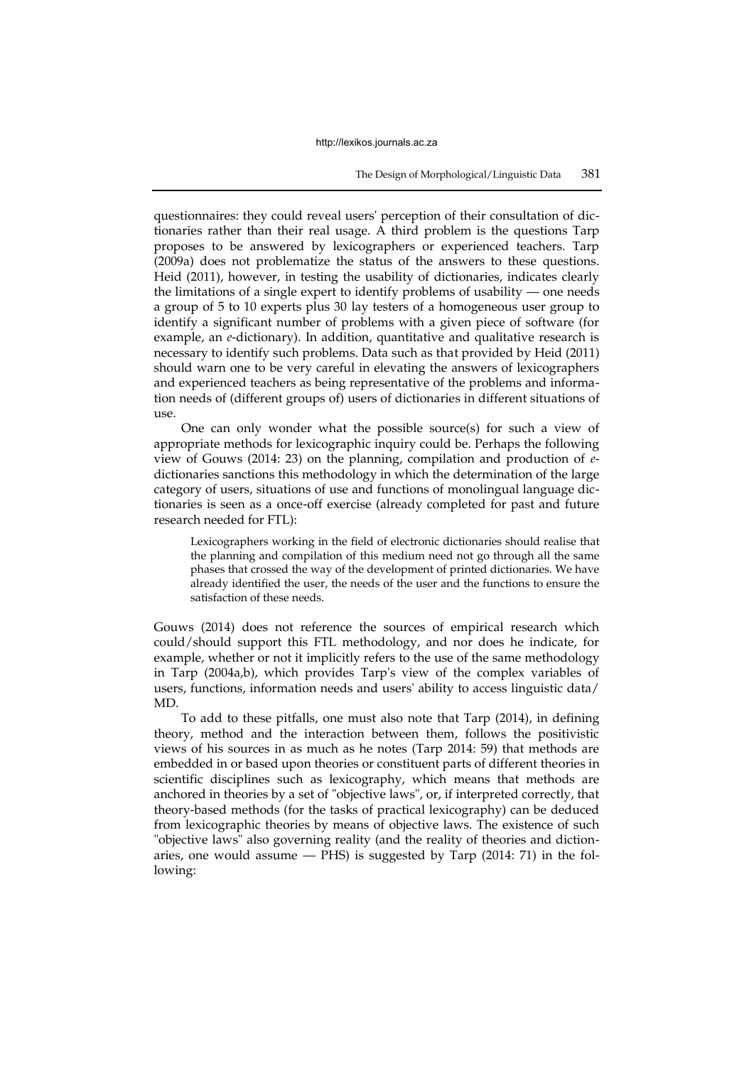questionnaires: they could reveal users' perception of their consultation of dictionaries rather than their real usage. A third problem is the questions Tarp proposes to be answered by lexicographers or experienced teachers. Tarp (2009a) does not problematize the status of the answers to these questions. Heid (2011), however, in testing the usability of dictionaries, indicates clearly the limitations of a single expert to identify problems of usability — one needs a group of 5 to 10 experts plus 30 lay testers of a homogeneous user group to identify a significant number of problems with a given piece of software (for example, an *e*-dictionary). In addition, quantitative and qualitative research is necessary to identify such problems. Data such as that provided by Heid (2011) should warn one to be very careful in elevating the answers of lexicographers and experienced teachers as being representative of the problems and information needs of (different groups of) users of dictionaries in different situations of use.

One can only wonder what the possible source(s) for such a view of appropriate methods for lexicographic inquiry could be. Perhaps the following view of Gouws (2014: 23) on the planning, compilation and production of *e*-dictionaries sanctions this methodology in which the determination of the large category of users, situations of use and functions of monolingual language dictionaries is seen as a once-off exercise (already completed for past and future research needed for FTL):

> Lexicographers working in the field of electronic dictionaries should realise that the planning and compilation of this medium need not go through all the same phases that crossed the way of the development of printed dictionaries. We have already identified the user, the needs of the user and the functions to ensure the satisfaction of these needs.

Gouws (2014) does not reference the sources of empirical research which could/should support this FTL methodology, and nor does he indicate, for example, whether or not it implicitly refers to the use of the same methodology in Tarp (2004a,b), which provides Tarp's view of the complex variables of users, functions, information needs and users' ability to access linguistic data/MD.

To add to these pitfalls, one must also note that Tarp (2014), in defining theory, method and the interaction between them, follows the positivistic views of his sources in as much as he notes (Tarp 2014: 59) that methods are embedded in or based upon theories or constituent parts of different theories in scientific disciplines such as lexicography, which means that methods are anchored in theories by a set of "objective laws", or, if interpreted correctly, that theory-based methods (for the tasks of practical lexicography) can be deduced from lexicographic theories by means of objective laws. The existence of such "objective laws" also governing reality (and the reality of theories and dictionaries, one would assume — PHS) is suggested by Tarp (2014: 71) in the following: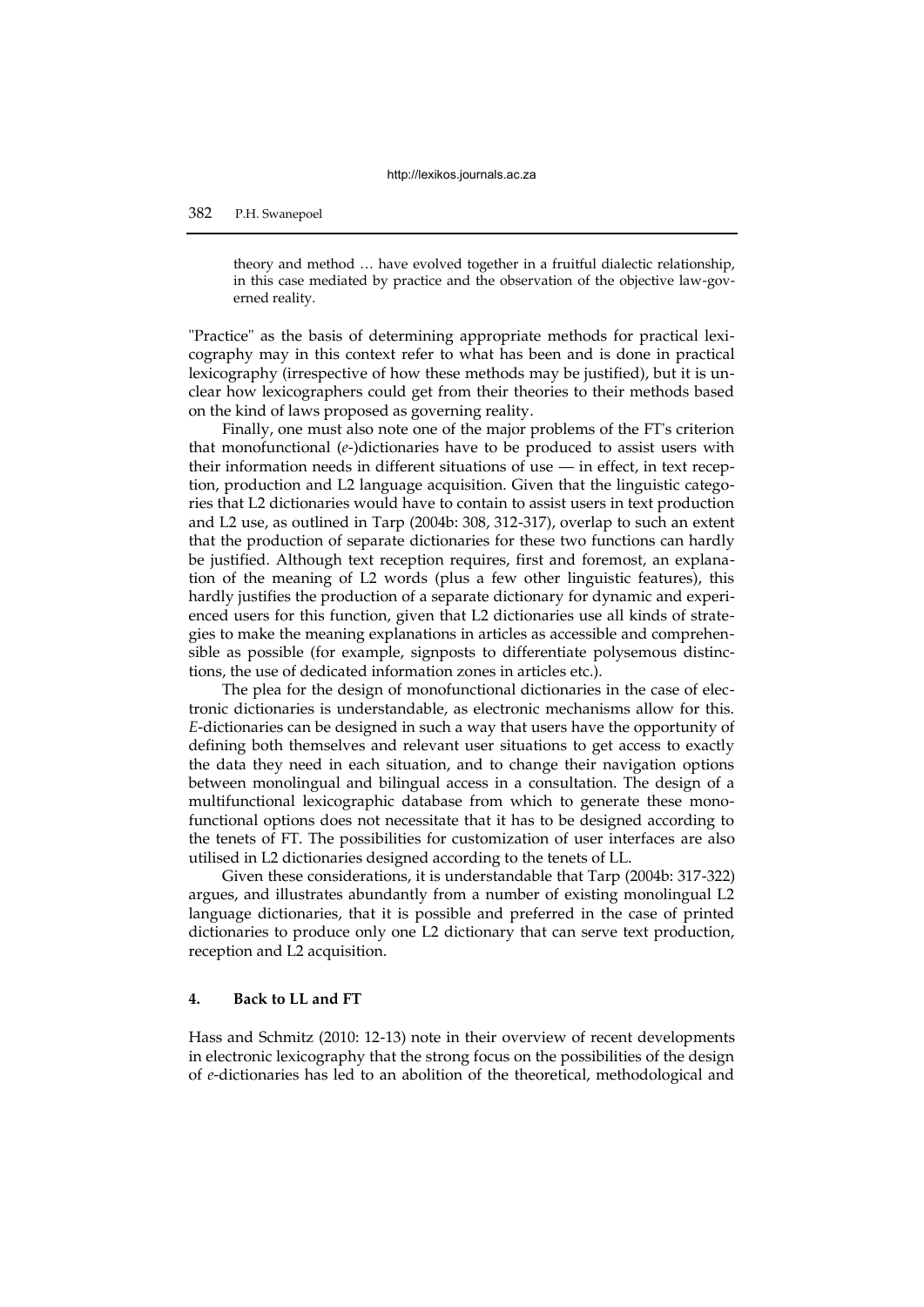> theory and method … have evolved together in a fruitful dialectic relationship, in this case mediated by practice and the observation of the objective law-governed reality.

"Practice" as the basis of determining appropriate methods for practical lexicography may in this context refer to what has been and is done in practical lexicography (irrespective of how these methods may be justified), but it is unclear how lexicographers could get from their theories to their methods based on the kind of laws proposed as governing reality.

Finally, one must also note one of the major problems of the FT's criterion that monofunctional (*e*-)dictionaries have to be produced to assist users with their information needs in different situations of use — in effect, in text reception, production and L2 language acquisition. Given that the linguistic categories that L2 dictionaries would have to contain to assist users in text production and L2 use, as outlined in Tarp (2004b: 308, 312-317), overlap to such an extent that the production of separate dictionaries for these two functions can hardly be justified. Although text reception requires, first and foremost, an explanation of the meaning of L2 words (plus a few other linguistic features), this hardly justifies the production of a separate dictionary for dynamic and experienced users for this function, given that L2 dictionaries use all kinds of strategies to make the meaning explanations in articles as accessible and comprehensible as possible (for example, signposts to differentiate polysemous distinctions, the use of dedicated information zones in articles etc.).

The plea for the design of monofunctional dictionaries in the case of electronic dictionaries is understandable, as electronic mechanisms allow for this. *E*-dictionaries can be designed in such a way that users have the opportunity of defining both themselves and relevant user situations to get access to exactly the data they need in each situation, and to change their navigation options between monolingual and bilingual access in a consultation. The design of a multifunctional lexicographic database from which to generate these monofunctional options does not necessitate that it has to be designed according to the tenets of FT. The possibilities for customization of user interfaces are also utilised in L2 dictionaries designed according to the tenets of LL.

Given these considerations, it is understandable that Tarp (2004b: 317-322) argues, and illustrates abundantly from a number of existing monolingual L2 language dictionaries, that it is possible and preferred in the case of printed dictionaries to produce only one L2 dictionary that can serve text production, reception and L2 acquisition.

## 4. Back to LL and FT

Hass and Schmitz (2010: 12-13) note in their overview of recent developments in electronic lexicography that the strong focus on the possibilities of the design of *e*-dictionaries has led to an abolition of the theoretical, methodological and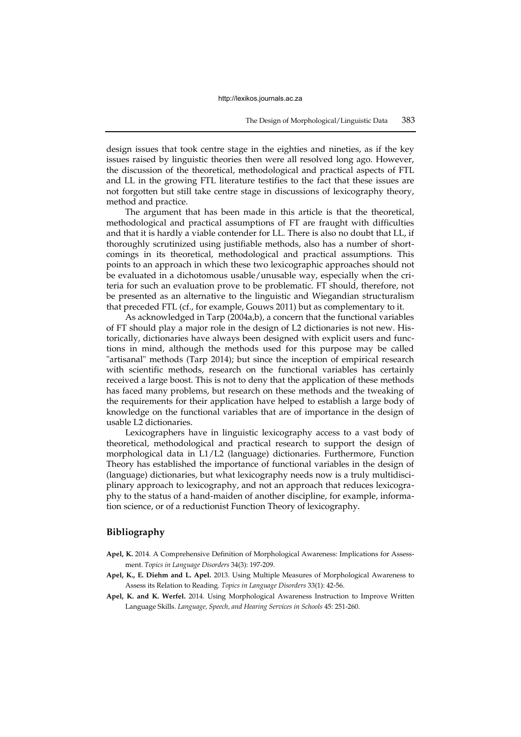design issues that took centre stage in the eighties and nineties, as if the key issues raised by linguistic theories then were all resolved long ago. However, the discussion of the theoretical, methodological and practical aspects of FTL and LL in the growing FTL literature testifies to the fact that these issues are not forgotten but still take centre stage in discussions of lexicography theory, method and practice.

The argument that has been made in this article is that the theoretical, methodological and practical assumptions of FT are fraught with difficulties and that it is hardly a viable contender for LL. There is also no doubt that LL, if thoroughly scrutinized using justifiable methods, also has a number of shortcomings in its theoretical, methodological and practical assumptions. This points to an approach in which these two lexicographic approaches should not be evaluated in a dichotomous usable/unusable way, especially when the criteria for such an evaluation prove to be problematic. FT should, therefore, not be presented as an alternative to the linguistic and Wiegandian structuralism that preceded FTL (cf., for example, Gouws 2011) but as complementary to it.

As acknowledged in Tarp (2004a,b), a concern that the functional variables of FT should play a major role in the design of L2 dictionaries is not new. Historically, dictionaries have always been designed with explicit users and functions in mind, although the methods used for this purpose may be called "artisanal" methods (Tarp 2014); but since the inception of empirical research with scientific methods, research on the functional variables has certainly received a large boost. This is not to deny that the application of these methods has faced many problems, but research on these methods and the tweaking of the requirements for their application have helped to establish a large body of knowledge on the functional variables that are of importance in the design of usable L2 dictionaries.

Lexicographers have in linguistic lexicography access to a vast body of theoretical, methodological and practical research to support the design of morphological data in L1/L2 (language) dictionaries. Furthermore, Function Theory has established the importance of functional variables in the design of (language) dictionaries, but what lexicography needs now is a truly multidisciplinary approach to lexicography, and not an approach that reduces lexicography to the status of a hand-maiden of another discipline, for example, information science, or of a reductionist Function Theory of lexicography.

## Bibliography

**Apel, K.** 2014. A Comprehensive Definition of Morphological Awareness: Implications for Assessment. *Topics in Language Disorders* 34(3): 197-209.

**Apel, K., E. Diehm and L. Apel.** 2013. Using Multiple Measures of Morphological Awareness to Assess its Relation to Reading. *Topics in Language Disorders* 33(1): 42-56.

**Apel, K. and K. Werfel.** 2014. Using Morphological Awareness Instruction to Improve Written Language Skills. *Language, Speech, and Hearing Services in Schools* 45: 251-260.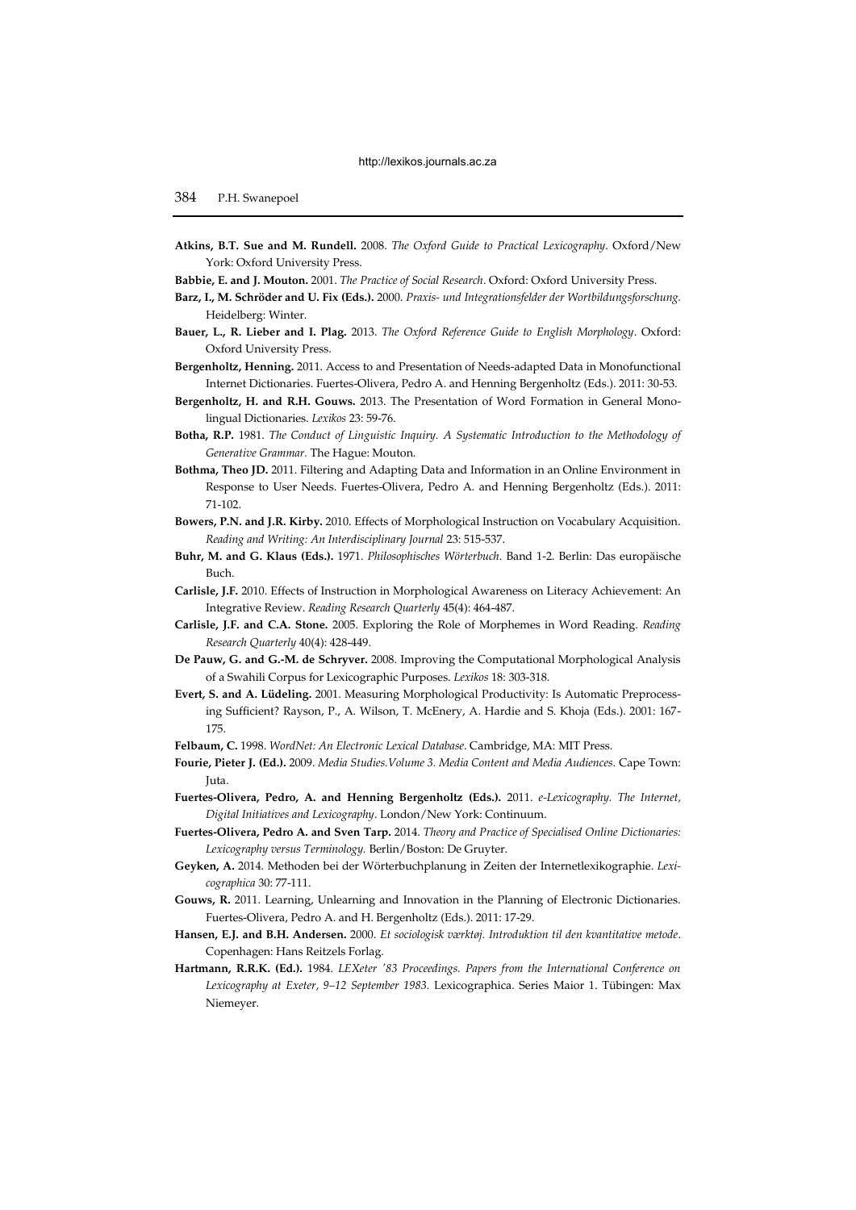**Atkins, B.T. Sue and M. Rundell.** 2008. *The Oxford Guide to Practical Lexicography*. Oxford/New York: Oxford University Press.

**Babbie, E. and J. Mouton.** 2001. *The Practice of Social Research*. Oxford: Oxford University Press.

**Barz, I., M. Schröder and U. Fix (Eds.).** 2000. *Praxis- und Integrationsfelder der Wortbildungsforschung.* Heidelberg: Winter.

**Bauer, L., R. Lieber and I. Plag.** 2013. *The Oxford Reference Guide to English Morphology*. Oxford: Oxford University Press.

**Bergenholtz, Henning.** 2011. Access to and Presentation of Needs-adapted Data in Monofunctional Internet Dictionaries. Fuertes-Olivera, Pedro A. and Henning Bergenholtz (Eds.). 2011: 30-53.

**Bergenholtz, H. and R.H. Gouws.** 2013. The Presentation of Word Formation in General Monolingual Dictionaries. *Lexikos* 23: 59-76.

**Botha, R.P.** 1981. *The Conduct of Linguistic Inquiry. A Systematic Introduction to the Methodology of Generative Grammar.* The Hague: Mouton.

**Bothma, Theo JD.** 2011. Filtering and Adapting Data and Information in an Online Environment in Response to User Needs. Fuertes-Olivera, Pedro A. and Henning Bergenholtz (Eds.). 2011: 71-102.

**Bowers, P.N. and J.R. Kirby.** 2010. Effects of Morphological Instruction on Vocabulary Acquisition. *Reading and Writing: An Interdisciplinary Journal* 23: 515-537.

**Buhr, M. and G. Klaus (Eds.).** 1971. *Philosophisches Wörterbuch*. Band 1-2. Berlin: Das europäische Buch.

**Carlisle, J.F.** 2010. Effects of Instruction in Morphological Awareness on Literacy Achievement: An Integrative Review. *Reading Research Quarterly* 45(4): 464-487.

**Carlisle, J.F. and C.A. Stone.** 2005. Exploring the Role of Morphemes in Word Reading. *Reading Research Quarterly* 40(4): 428-449.

**De Pauw, G. and G.-M. de Schryver.** 2008. Improving the Computational Morphological Analysis of a Swahili Corpus for Lexicographic Purposes. *Lexikos* 18: 303-318.

**Evert, S. and A. Lüdeling.** 2001. Measuring Morphological Productivity: Is Automatic Preprocessing Sufficient? Rayson, P., A. Wilson, T. McEnery, A. Hardie and S. Khoja (Eds.). 2001: 167-175.

**Felbaum, C.** 1998. *WordNet: An Electronic Lexical Database*. Cambridge, MA: MIT Press.

**Fourie, Pieter J. (Ed.).** 2009. *Media Studies.Volume 3. Media Content and Media Audiences.* Cape Town: Juta.

**Fuertes-Olivera, Pedro, A. and Henning Bergenholtz (Eds.).** 2011. *e-Lexicography. The Internet, Digital Initiatives and Lexicography*. London/New York: Continuum.

**Fuertes-Olivera, Pedro A. and Sven Tarp.** 2014. *Theory and Practice of Specialised Online Dictionaries: Lexicography versus Terminology.* Berlin/Boston: De Gruyter.

**Geyken, A.** 2014. Methoden bei der Wörterbuchplanung in Zeiten der Internetlexikographie. *Lexicographica* 30: 77-111.

**Gouws, R.** 2011. Learning, Unlearning and Innovation in the Planning of Electronic Dictionaries. Fuertes-Olivera, Pedro A. and H. Bergenholtz (Eds.). 2011: 17-29.

**Hansen, E.J. and B.H. Andersen.** 2000. *Et sociologisk værktøj. Introduktion til den kvantitative metode*. Copenhagen: Hans Reitzels Forlag.

**Hartmann, R.R.K. (Ed.).** 1984. *LEXeter '83 Proceedings. Papers from the International Conference on Lexicography at Exeter, 9–12 September 1983.* Lexicographica. Series Maior 1. Tübingen: Max Niemeyer.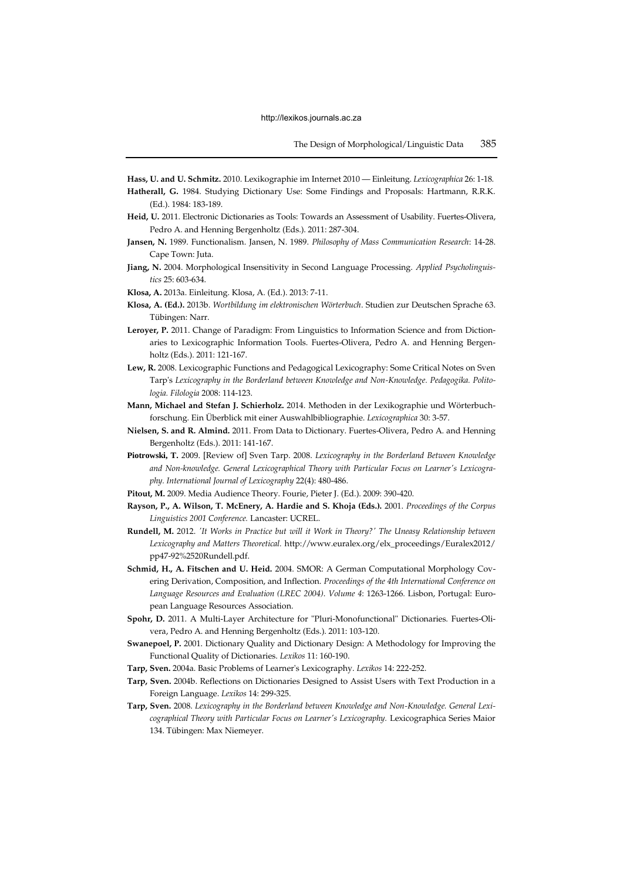**Hass, U. and U. Schmitz.** 2010. Lexikographie im Internet 2010 — Einleitung. *Lexicographica* 26: 1-18.

**Hatherall, G.** 1984. Studying Dictionary Use: Some Findings and Proposals: Hartmann, R.R.K. (Ed.). 1984: 183-189.

**Heid, U.** 2011. Electronic Dictionaries as Tools: Towards an Assessment of Usability. Fuertes-Olivera, Pedro A. and Henning Bergenholtz (Eds.). 2011: 287-304.

**Jansen, N.** 1989. Functionalism. Jansen, N. 1989. *Philosophy of Mass Communication Research*: 14-28. Cape Town: Juta.

**Jiang, N.** 2004. Morphological Insensitivity in Second Language Processing. *Applied Psycholinguistics* 25: 603-634.

**Klosa, A.** 2013a. Einleitung. Klosa, A. (Ed.). 2013: 7-11.

**Klosa, A. (Ed.).** 2013b. *Wortbildung im elektronischen Wörterbuch*. Studien zur Deutschen Sprache 63. Tübingen: Narr.

**Leroyer, P.** 2011. Change of Paradigm: From Linguistics to Information Science and from Dictionaries to Lexicographic Information Tools. Fuertes-Olivera, Pedro A. and Henning Bergenholtz (Eds.). 2011: 121-167.

**Lew, R.** 2008. Lexicographic Functions and Pedagogical Lexicography: Some Critical Notes on Sven Tarp's *Lexicography in the Borderland between Knowledge and Non-Knowledge*. *Pedagogika. Politologia. Filologia* 2008: 114-123.

**Mann, Michael and Stefan J. Schierholz.** 2014. Methoden in der Lexikographie und Wörterbuchforschung. Ein Überblick mit einer Auswahlbibliographie. *Lexicographica* 30: 3-57.

**Nielsen, S. and R. Almind.** 2011. From Data to Dictionary. Fuertes-Olivera, Pedro A. and Henning Bergenholtz (Eds.). 2011: 141-167.

**Piotrowski, T.** 2009. [Review of] Sven Tarp. 2008. *Lexicography in the Borderland Between Knowledge and Non-knowledge. General Lexicographical Theory with Particular Focus on Learner's Lexicography*. *International Journal of Lexicography* 22(4): 480-486.

**Pitout, M.** 2009. Media Audience Theory. Fourie, Pieter J. (Ed.). 2009: 390-420.

**Rayson, P., A. Wilson, T. McEnery, A. Hardie and S. Khoja (Eds.).** 2001. *Proceedings of the Corpus Linguistics 2001 Conference.* Lancaster: UCREL.

**Rundell, M.** 2012. *'It Works in Practice but will it Work in Theory?' The Uneasy Relationship between Lexicography and Matters Theoretical.* http://www.euralex.org/elx_proceedings/Euralex2012/pp47-92%2520Rundell.pdf.

**Schmid, H., A. Fitschen and U. Heid.** 2004. SMOR: A German Computational Morphology Covering Derivation, Composition, and Inflection. *Proceedings of the 4th International Conference on Language Resources and Evaluation (LREC 2004). Volume 4*: 1263-1266. Lisbon, Portugal: European Language Resources Association.

**Spohr, D.** 2011. A Multi-Layer Architecture for "Pluri-Monofunctional" Dictionaries. Fuertes-Olivera, Pedro A. and Henning Bergenholtz (Eds.). 2011: 103-120.

**Swanepoel, P.** 2001. Dictionary Quality and Dictionary Design: A Methodology for Improving the Functional Quality of Dictionaries. *Lexikos* 11: 160-190.

**Tarp, Sven.** 2004a. Basic Problems of Learner's Lexicography. *Lexikos* 14: 222-252.

**Tarp, Sven.** 2004b. Reflections on Dictionaries Designed to Assist Users with Text Production in a Foreign Language. *Lexikos* 14: 299-325.

**Tarp, Sven.** 2008. *Lexicography in the Borderland between Knowledge and Non-Knowledge. General Lexicographical Theory with Particular Focus on Learner's Lexicography.* Lexicographica Series Maior 134. Tübingen: Max Niemeyer.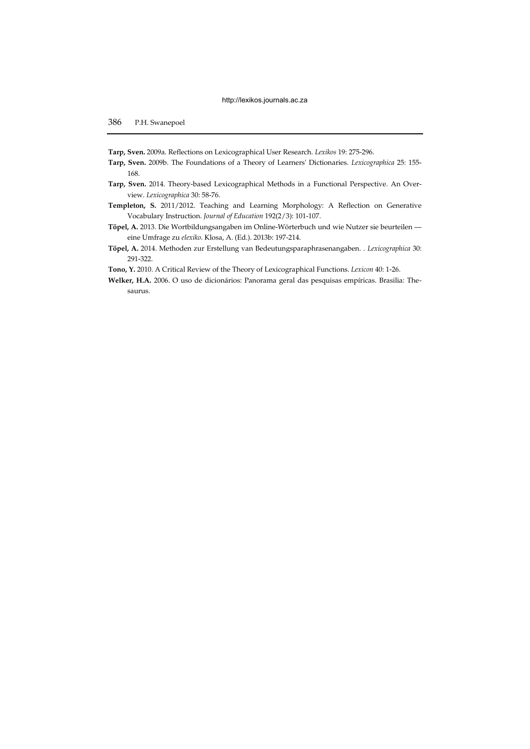**Tarp, Sven.** 2009a. Reflections on Lexicographical User Research. *Lexikos* 19: 275-296.

**Tarp, Sven.** 2009b. The Foundations of a Theory of Learners' Dictionaries. *Lexicographica* 25: 155-168.

**Tarp, Sven.** 2014. Theory-based Lexicographical Methods in a Functional Perspective. An Overview. *Lexicographica* 30: 58-76.

**Templeton, S.** 2011/2012. Teaching and Learning Morphology: A Reflection on Generative Vocabulary Instruction. *Journal of Education* 192(2/3): 101-107.

**Töpel, A.** 2013. Die Wortbildungsangaben im Online-Wörterbuch und wie Nutzer sie beurteilen — eine Umfrage zu *elexiko*. Klosa, A. (Ed.). 2013b: 197-214.

**Töpel, A.** 2014. Methoden zur Erstellung van Bedeutungsparaphrasenangaben. . *Lexicographica* 30: 291-322.

**Tono, Y.** 2010. A Critical Review of the Theory of Lexicographical Functions. *Lexicon* 40: 1-26.

**Welker, H.A.** 2006. O uso de dicionários: Panorama geral das pesquisas empíricas. Brasilia: Thesaurus.